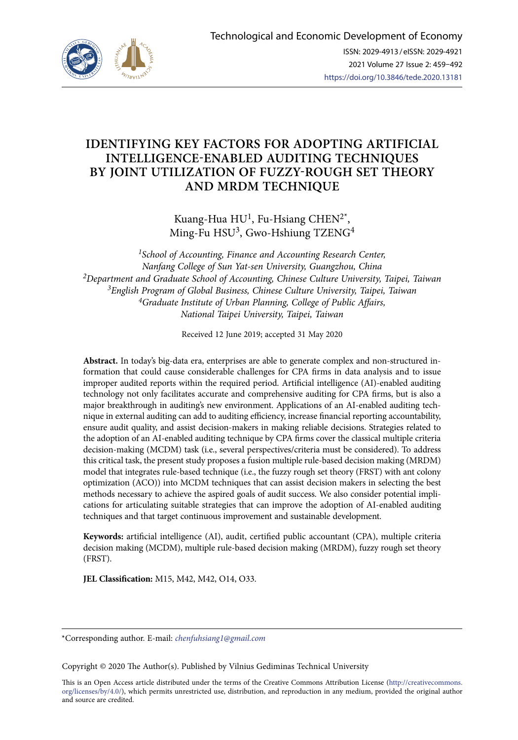Technological and Economic Development of Economy

ISSN: 2029-4913 / eISSN: 2029-4921

2021 Volume 27 Issue 2: 459–492

https://doi.org/10.3846/tede.2020.13181

# IDENTIFYING KEY FACTORS FOR ADOPTING ARTIFICIAL INTELLIGENCE-ENABLED AUDITING TECHNIQUES BY JOINT UTILIZATION OF FUZZY-ROUGH SET THEORY AND MRDM TECHNIQUE

Kuang-Hua HU[1], Fu-Hsiang CHEN[2*], Ming-Fu HSU[3], Gwo-Hshiung TZENG[4]

*[1]School of Accounting, Finance and Accounting Research Center, Nanfang College of Sun Yat-sen University, Guangzhou, China*
*[2]Department and Graduate School of Accounting, Chinese Culture University, Taipei, Taiwan*
*[3]English Program of Global Business, Chinese Culture University, Taipei, Taiwan*
*[4]Graduate Institute of Urban Planning, College of Public Affairs, National Taipei University, Taipei, Taiwan*

Received 12 June 2019; accepted 31 May 2020

**Abstract.** In today's big-data era, enterprises are able to generate complex and non-structured information that could cause considerable challenges for CPA firms in data analysis and to issue improper audited reports within the required period. Artificial intelligence (AI)-enabled auditing technology not only facilitates accurate and comprehensive auditing for CPA firms, but is also a major breakthrough in auditing's new environment. Applications of an AI-enabled auditing technique in external auditing can add to auditing efficiency, increase financial reporting accountability, ensure audit quality, and assist decision-makers in making reliable decisions. Strategies related to the adoption of an AI-enabled auditing technique by CPA firms cover the classical multiple criteria decision-making (MCDM) task (i.e., several perspectives/criteria must be considered). To address this critical task, the present study proposes a fusion multiple rule-based decision making (MRDM) model that integrates rule-based technique (i.e., the fuzzy rough set theory (FRST) with ant colony optimization (ACO)) into MCDM techniques that can assist decision makers in selecting the best methods necessary to achieve the aspired goals of audit success. We also consider potential implications for articulating suitable strategies that can improve the adoption of AI-enabled auditing techniques and that target continuous improvement and sustainable development.

**Keywords:** artificial intelligence (AI), audit, certified public accountant (CPA), multiple criteria decision making (MCDM), multiple rule-based decision making (MRDM), fuzzy rough set theory (FRST).

**JEL Classification:** M15, M42, M42, O14, O33.

---

*Corresponding author. E-mail: *chenfuhsiang1@gmail.com*

Copyright © 2020 The Author(s). Published by Vilnius Gediminas Technical University

This is an Open Access article distributed under the terms of the Creative Commons Attribution License (http://creativecommons.org/licenses/by/4.0/), which permits unrestricted use, distribution, and reproduction in any medium, provided the original author and source are credited.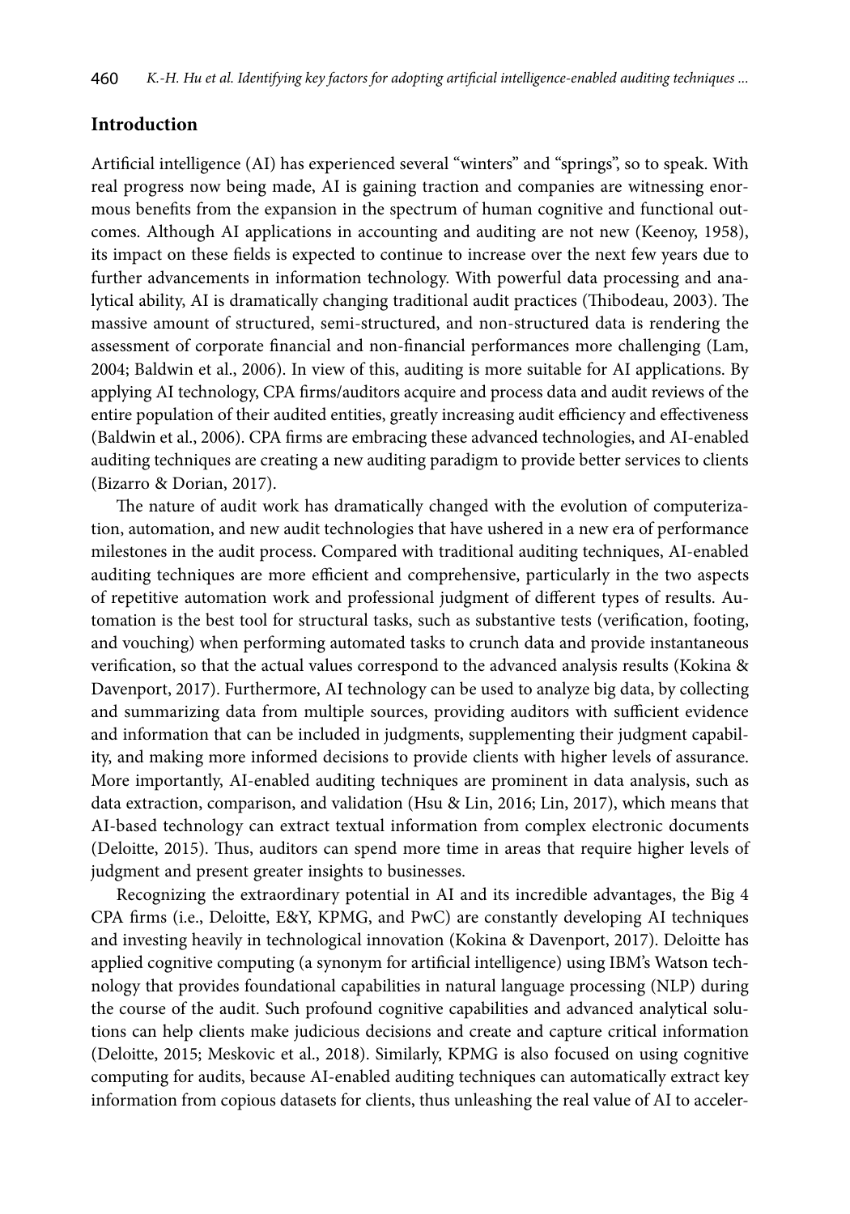## Introduction

Artificial intelligence (AI) has experienced several "winters" and "springs", so to speak. With real progress now being made, AI is gaining traction and companies are witnessing enormous benefits from the expansion in the spectrum of human cognitive and functional outcomes. Although AI applications in accounting and auditing are not new (Keenoy, 1958), its impact on these fields is expected to continue to increase over the next few years due to further advancements in information technology. With powerful data processing and analytical ability, AI is dramatically changing traditional audit practices (Thibodeau, 2003). The massive amount of structured, semi-structured, and non-structured data is rendering the assessment of corporate financial and non-financial performances more challenging (Lam, 2004; Baldwin et al., 2006). In view of this, auditing is more suitable for AI applications. By applying AI technology, CPA firms/auditors acquire and process data and audit reviews of the entire population of their audited entities, greatly increasing audit efficiency and effectiveness (Baldwin et al., 2006). CPA firms are embracing these advanced technologies, and AI-enabled auditing techniques are creating a new auditing paradigm to provide better services to clients (Bizarro & Dorian, 2017).

The nature of audit work has dramatically changed with the evolution of computerization, automation, and new audit technologies that have ushered in a new era of performance milestones in the audit process. Compared with traditional auditing techniques, AI-enabled auditing techniques are more efficient and comprehensive, particularly in the two aspects of repetitive automation work and professional judgment of different types of results. Automation is the best tool for structural tasks, such as substantive tests (verification, footing, and vouching) when performing automated tasks to crunch data and provide instantaneous verification, so that the actual values correspond to the advanced analysis results (Kokina & Davenport, 2017). Furthermore, AI technology can be used to analyze big data, by collecting and summarizing data from multiple sources, providing auditors with sufficient evidence and information that can be included in judgments, supplementing their judgment capability, and making more informed decisions to provide clients with higher levels of assurance. More importantly, AI-enabled auditing techniques are prominent in data analysis, such as data extraction, comparison, and validation (Hsu & Lin, 2016; Lin, 2017), which means that AI-based technology can extract textual information from complex electronic documents (Deloitte, 2015). Thus, auditors can spend more time in areas that require higher levels of judgment and present greater insights to businesses.

Recognizing the extraordinary potential in AI and its incredible advantages, the Big 4 CPA firms (i.e., Deloitte, E&Y, KPMG, and PwC) are constantly developing AI techniques and investing heavily in technological innovation (Kokina & Davenport, 2017). Deloitte has applied cognitive computing (a synonym for artificial intelligence) using IBM's Watson technology that provides foundational capabilities in natural language processing (NLP) during the course of the audit. Such profound cognitive capabilities and advanced analytical solutions can help clients make judicious decisions and create and capture critical information (Deloitte, 2015; Meskovic et al., 2018). Similarly, KPMG is also focused on using cognitive computing for audits, because AI-enabled auditing techniques can automatically extract key information from copious datasets for clients, thus unleashing the real value of AI to acceler-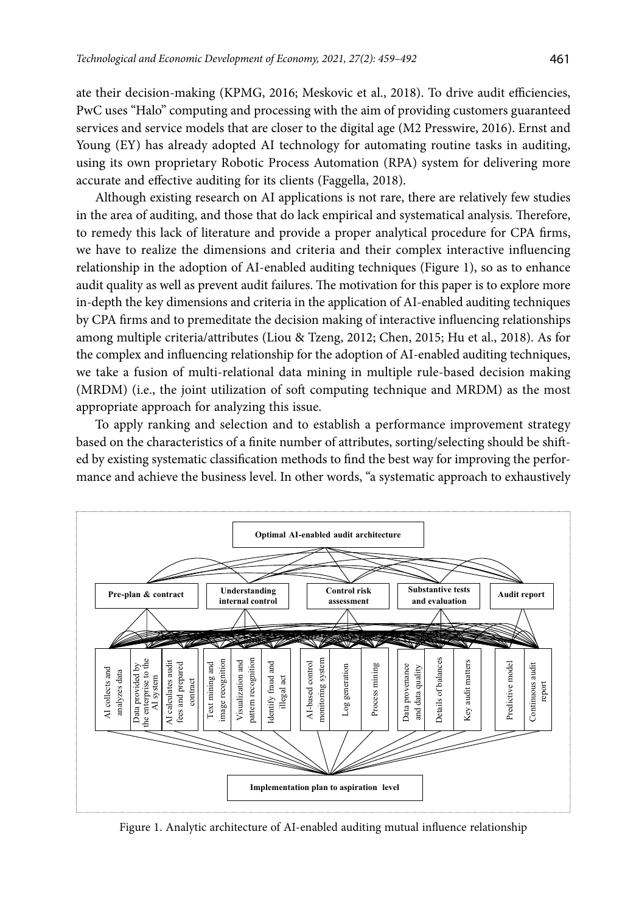ate their decision-making (KPMG, 2016; Meskovic et al., 2018). To drive audit efficiencies, PwC uses "Halo" computing and processing with the aim of providing customers guaranteed services and service models that are closer to the digital age (M2 Presswire, 2016). Ernst and Young (EY) has already adopted AI technology for automating routine tasks in auditing, using its own proprietary Robotic Process Automation (RPA) system for delivering more accurate and effective auditing for its clients (Faggella, 2018).

Although existing research on AI applications is not rare, there are relatively few studies in the area of auditing, and those that do lack empirical and systematical analysis. Therefore, to remedy this lack of literature and provide a proper analytical procedure for CPA firms, we have to realize the dimensions and criteria and their complex interactive influencing relationship in the adoption of AI-enabled auditing techniques (Figure 1), so as to enhance audit quality as well as prevent audit failures. The motivation for this paper is to explore more in-depth the key dimensions and criteria in the application of AI-enabled auditing techniques by CPA firms and to premeditate the decision making of interactive influencing relationships among multiple criteria/attributes (Liou & Tzeng, 2012; Chen, 2015; Hu et al., 2018). As for the complex and influencing relationship for the adoption of AI-enabled auditing techniques, we take a fusion of multi-relational data mining in multiple rule-based decision making (MRDM) (i.e., the joint utilization of soft computing technique and MRDM) as the most appropriate approach for analyzing this issue.

To apply ranking and selection and to establish a performance improvement strategy based on the characteristics of a finite number of attributes, sorting/selecting should be shifted by existing systematic classification methods to find the best way for improving the performance and achieve the business level. In other words, "a systematic approach to exhaustively

Optimal AI-enabled audit architecture

Pre-plan & contract | Understanding internal control | Control risk assessment | Substantive tests and evaluation | Audit report

AI collects and analyzes data | Data provided by the enterprise to the AI system | AI calculates audit fees and prepared contract | Text mining and image recognition | Visualization and pattern recognition | Identify fraud and illegal act | AI-based control monitoring system | Log generation | Process mining | Data provenance and data quality | Details of balances | Key audit matters | Predictive model | Continuous audit report

Implementation plan to aspiration level

Figure 1. Analytic architecture of AI-enabled auditing mutual influence relationship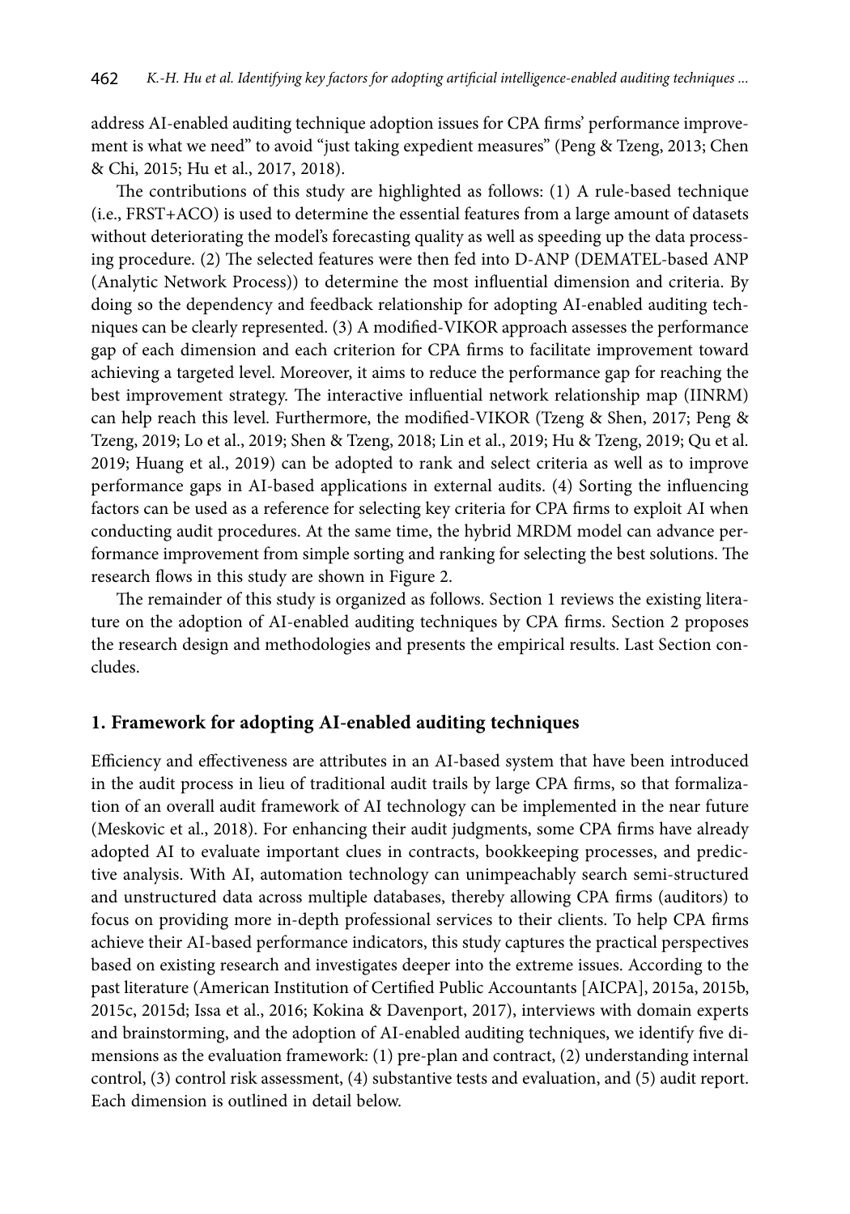address AI-enabled auditing technique adoption issues for CPA firms' performance improvement is what we need" to avoid "just taking expedient measures" (Peng & Tzeng, 2013; Chen & Chi, 2015; Hu et al., 2017, 2018).

The contributions of this study are highlighted as follows: (1) A rule-based technique (i.e., FRST+ACO) is used to determine the essential features from a large amount of datasets without deteriorating the model's forecasting quality as well as speeding up the data processing procedure. (2) The selected features were then fed into D-ANP (DEMATEL-based ANP (Analytic Network Process)) to determine the most influential dimension and criteria. By doing so the dependency and feedback relationship for adopting AI-enabled auditing techniques can be clearly represented. (3) A modified-VIKOR approach assesses the performance gap of each dimension and each criterion for CPA firms to facilitate improvement toward achieving a targeted level. Moreover, it aims to reduce the performance gap for reaching the best improvement strategy. The interactive influential network relationship map (IINRM) can help reach this level. Furthermore, the modified-VIKOR (Tzeng & Shen, 2017; Peng & Tzeng, 2019; Lo et al., 2019; Shen & Tzeng, 2018; Lin et al., 2019; Hu & Tzeng, 2019; Qu et al. 2019; Huang et al., 2019) can be adopted to rank and select criteria as well as to improve performance gaps in AI-based applications in external audits. (4) Sorting the influencing factors can be used as a reference for selecting key criteria for CPA firms to exploit AI when conducting audit procedures. At the same time, the hybrid MRDM model can advance performance improvement from simple sorting and ranking for selecting the best solutions. The research flows in this study are shown in Figure 2.

The remainder of this study is organized as follows. Section 1 reviews the existing literature on the adoption of AI-enabled auditing techniques by CPA firms. Section 2 proposes the research design and methodologies and presents the empirical results. Last Section concludes.

## 1. Framework for adopting AI-enabled auditing techniques

Efficiency and effectiveness are attributes in an AI-based system that have been introduced in the audit process in lieu of traditional audit trails by large CPA firms, so that formalization of an overall audit framework of AI technology can be implemented in the near future (Meskovic et al., 2018). For enhancing their audit judgments, some CPA firms have already adopted AI to evaluate important clues in contracts, bookkeeping processes, and predictive analysis. With AI, automation technology can unimpeachably search semi-structured and unstructured data across multiple databases, thereby allowing CPA firms (auditors) to focus on providing more in-depth professional services to their clients. To help CPA firms achieve their AI-based performance indicators, this study captures the practical perspectives based on existing research and investigates deeper into the extreme issues. According to the past literature (American Institution of Certified Public Accountants [AICPA], 2015a, 2015b, 2015c, 2015d; Issa et al., 2016; Kokina & Davenport, 2017), interviews with domain experts and brainstorming, and the adoption of AI-enabled auditing techniques, we identify five dimensions as the evaluation framework: (1) pre-plan and contract, (2) understanding internal control, (3) control risk assessment, (4) substantive tests and evaluation, and (5) audit report. Each dimension is outlined in detail below.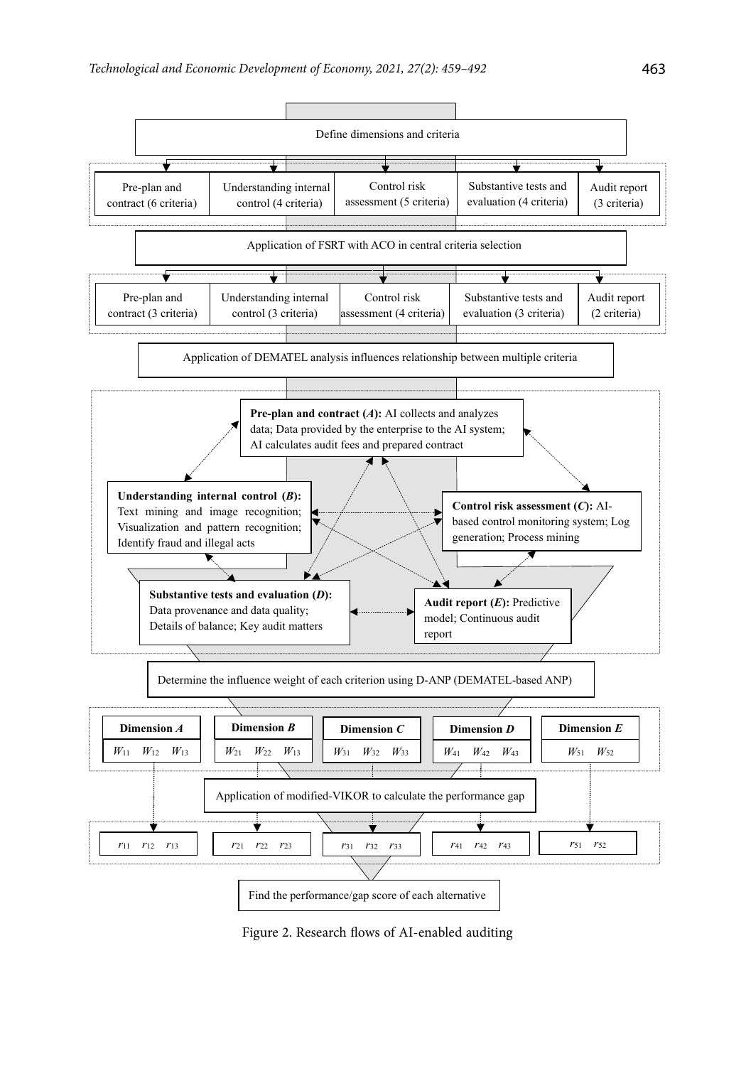Define dimensions and criteria

| Pre-plan and contract (6 criteria) | Understanding internal control (4 criteria) | Control risk assessment (5 criteria) | Substantive tests and evaluation (4 criteria) | Audit report (3 criteria) |
|---|---|---|---|---|

Application of FSRT with ACO in central criteria selection

| Pre-plan and contract (3 criteria) | Understanding internal control (3 criteria) | Control risk assessment (4 criteria) | Substantive tests and evaluation (3 criteria) | Audit report (2 criteria) |
|---|---|---|---|---|

Application of DEMATEL analysis influences relationship between multiple criteria

**Pre-plan and contract (*A*):** AI collects and analyzes data; Data provided by the enterprise to the AI system; AI calculates audit fees and prepared contract

**Understanding internal control (*B*):** Text mining and image recognition; Visualization and pattern recognition; Identify fraud and illegal acts

**Control risk assessment (*C*):** AI-based control monitoring system; Log generation; Process mining

**Substantive tests and evaluation (*D*):** Data provenance and data quality; Details of balance; Key audit matters

**Audit report (*E*):** Predictive model; Continuous audit report

Determine the influence weight of each criterion using D-ANP (DEMATEL-based ANP)

| **Dimension *A*** | **Dimension *B*** | **Dimension *C*** | **Dimension *D*** | **Dimension *E*** |
|---|---|---|---|---|
| $W_{11}$ $W_{12}$ $W_{13}$ | $W_{21}$ $W_{22}$ $W_{13}$ | $W_{31}$ $W_{32}$ $W_{33}$ | $W_{41}$ $W_{42}$ $W_{43}$ | $W_{51}$ $W_{52}$ |

Application of modified-VIKOR to calculate the performance gap

| $r_{11}$ $r_{12}$ $r_{13}$ | $r_{21}$ $r_{22}$ $r_{23}$ | $r_{31}$ $r_{32}$ $r_{33}$ | $r_{41}$ $r_{42}$ $r_{43}$ | $r_{51}$ $r_{52}$ |
|---|---|---|---|---|

Find the performance/gap score of each alternative

Figure 2. Research flows of AI-enabled auditing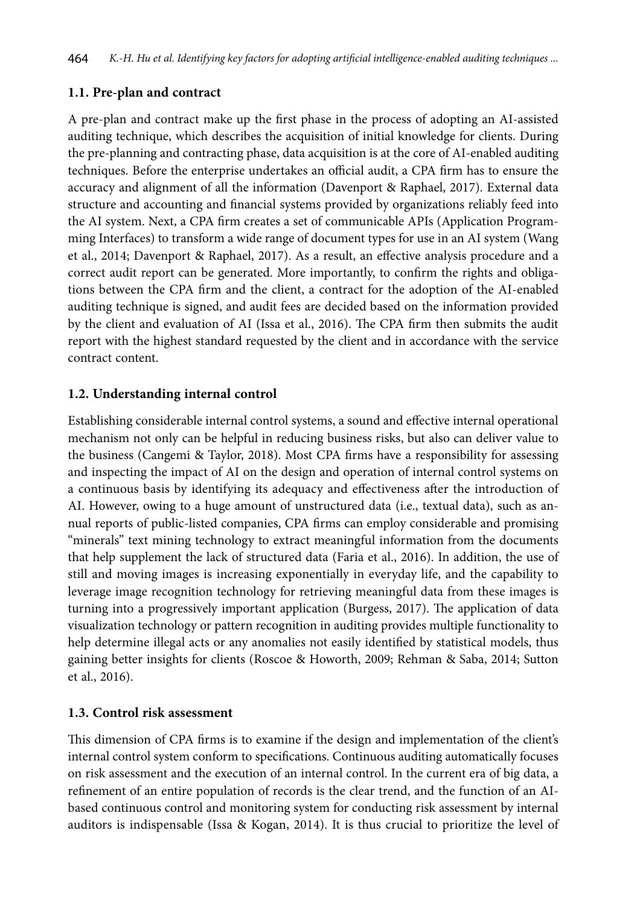### 1.1. Pre-plan and contract

A pre-plan and contract make up the first phase in the process of adopting an AI-assisted auditing technique, which describes the acquisition of initial knowledge for clients. During the pre-planning and contracting phase, data acquisition is at the core of AI-enabled auditing techniques. Before the enterprise undertakes an official audit, a CPA firm has to ensure the accuracy and alignment of all the information (Davenport & Raphael, 2017). External data structure and accounting and financial systems provided by organizations reliably feed into the AI system. Next, a CPA firm creates a set of communicable APIs (Application Programming Interfaces) to transform a wide range of document types for use in an AI system (Wang et al., 2014; Davenport & Raphael, 2017). As a result, an effective analysis procedure and a correct audit report can be generated. More importantly, to confirm the rights and obligations between the CPA firm and the client, a contract for the adoption of the AI-enabled auditing technique is signed, and audit fees are decided based on the information provided by the client and evaluation of AI (Issa et al., 2016). The CPA firm then submits the audit report with the highest standard requested by the client and in accordance with the service contract content.

### 1.2. Understanding internal control

Establishing considerable internal control systems, a sound and effective internal operational mechanism not only can be helpful in reducing business risks, but also can deliver value to the business (Cangemi & Taylor, 2018). Most CPA firms have a responsibility for assessing and inspecting the impact of AI on the design and operation of internal control systems on a continuous basis by identifying its adequacy and effectiveness after the introduction of AI. However, owing to a huge amount of unstructured data (i.e., textual data), such as annual reports of public-listed companies, CPA firms can employ considerable and promising "minerals" text mining technology to extract meaningful information from the documents that help supplement the lack of structured data (Faria et al., 2016). In addition, the use of still and moving images is increasing exponentially in everyday life, and the capability to leverage image recognition technology for retrieving meaningful data from these images is turning into a progressively important application (Burgess, 2017). The application of data visualization technology or pattern recognition in auditing provides multiple functionality to help determine illegal acts or any anomalies not easily identified by statistical models, thus gaining better insights for clients (Roscoe & Howorth, 2009; Rehman & Saba, 2014; Sutton et al., 2016).

### 1.3. Control risk assessment

This dimension of CPA firms is to examine if the design and implementation of the client's internal control system conform to specifications. Continuous auditing automatically focuses on risk assessment and the execution of an internal control. In the current era of big data, a refinement of an entire population of records is the clear trend, and the function of an AI-based continuous control and monitoring system for conducting risk assessment by internal auditors is indispensable (Issa & Kogan, 2014). It is thus crucial to prioritize the level of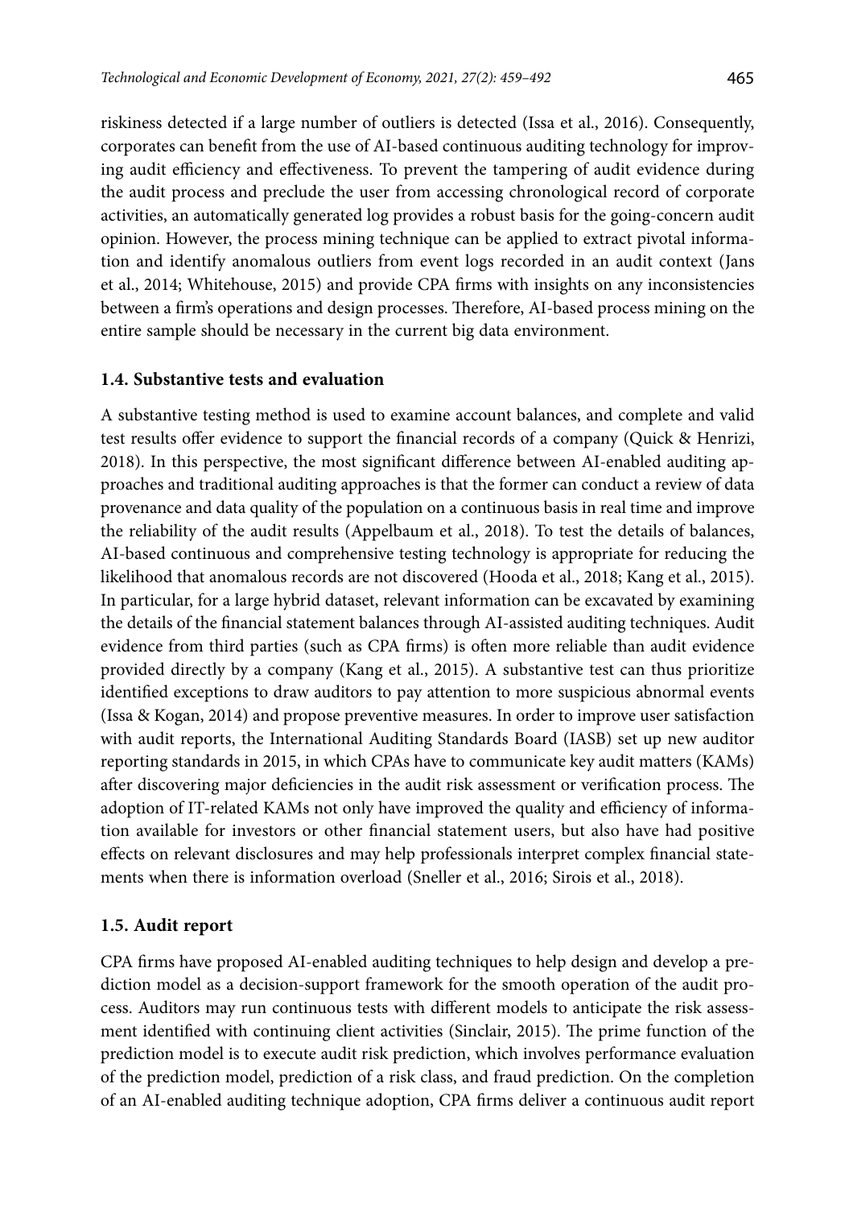riskiness detected if a large number of outliers is detected (Issa et al., 2016). Consequently, corporates can benefit from the use of AI-based continuous auditing technology for improving audit efficiency and effectiveness. To prevent the tampering of audit evidence during the audit process and preclude the user from accessing chronological record of corporate activities, an automatically generated log provides a robust basis for the going-concern audit opinion. However, the process mining technique can be applied to extract pivotal information and identify anomalous outliers from event logs recorded in an audit context (Jans et al., 2014; Whitehouse, 2015) and provide CPA firms with insights on any inconsistencies between a firm's operations and design processes. Therefore, AI-based process mining on the entire sample should be necessary in the current big data environment.

### 1.4. Substantive tests and evaluation

A substantive testing method is used to examine account balances, and complete and valid test results offer evidence to support the financial records of a company (Quick & Henrizi, 2018). In this perspective, the most significant difference between AI-enabled auditing approaches and traditional auditing approaches is that the former can conduct a review of data provenance and data quality of the population on a continuous basis in real time and improve the reliability of the audit results (Appelbaum et al., 2018). To test the details of balances, AI-based continuous and comprehensive testing technology is appropriate for reducing the likelihood that anomalous records are not discovered (Hooda et al., 2018; Kang et al., 2015). In particular, for a large hybrid dataset, relevant information can be excavated by examining the details of the financial statement balances through AI-assisted auditing techniques. Audit evidence from third parties (such as CPA firms) is often more reliable than audit evidence provided directly by a company (Kang et al., 2015). A substantive test can thus prioritize identified exceptions to draw auditors to pay attention to more suspicious abnormal events (Issa & Kogan, 2014) and propose preventive measures. In order to improve user satisfaction with audit reports, the International Auditing Standards Board (IASB) set up new auditor reporting standards in 2015, in which CPAs have to communicate key audit matters (KAMs) after discovering major deficiencies in the audit risk assessment or verification process. The adoption of IT-related KAMs not only have improved the quality and efficiency of information available for investors or other financial statement users, but also have had positive effects on relevant disclosures and may help professionals interpret complex financial statements when there is information overload (Sneller et al., 2016; Sirois et al., 2018).

### 1.5. Audit report

CPA firms have proposed AI-enabled auditing techniques to help design and develop a prediction model as a decision-support framework for the smooth operation of the audit process. Auditors may run continuous tests with different models to anticipate the risk assessment identified with continuing client activities (Sinclair, 2015). The prime function of the prediction model is to execute audit risk prediction, which involves performance evaluation of the prediction model, prediction of a risk class, and fraud prediction. On the completion of an AI-enabled auditing technique adoption, CPA firms deliver a continuous audit report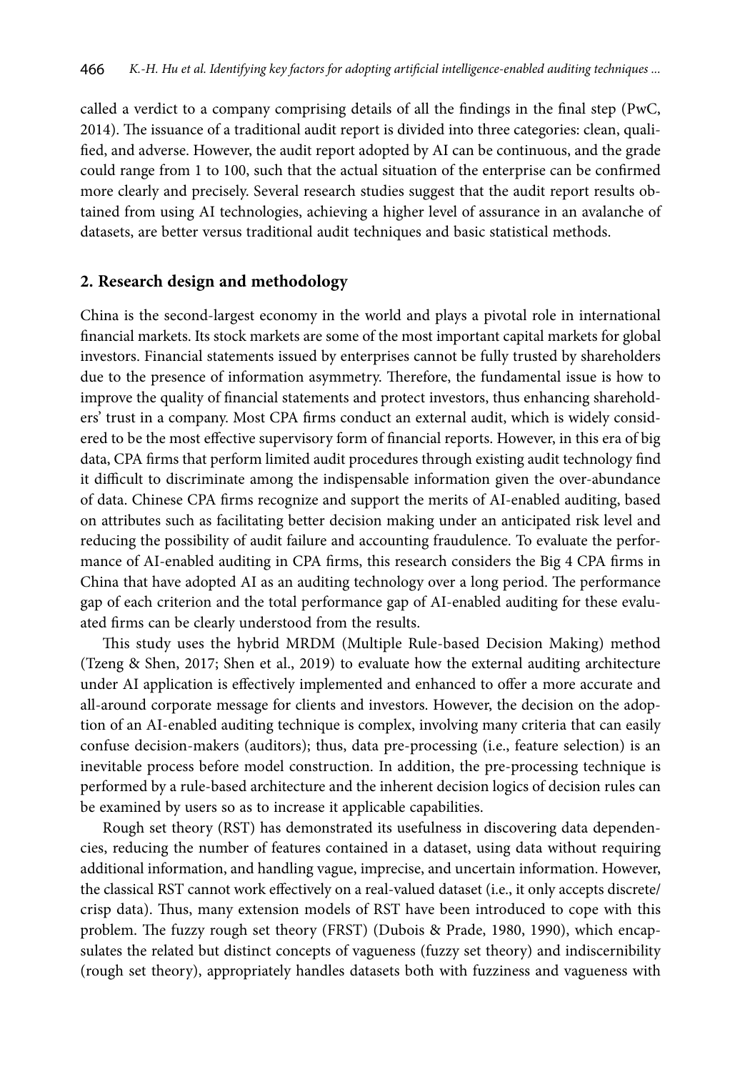called a verdict to a company comprising details of all the findings in the final step (PwC, 2014). The issuance of a traditional audit report is divided into three categories: clean, qualified, and adverse. However, the audit report adopted by AI can be continuous, and the grade could range from 1 to 100, such that the actual situation of the enterprise can be confirmed more clearly and precisely. Several research studies suggest that the audit report results obtained from using AI technologies, achieving a higher level of assurance in an avalanche of datasets, are better versus traditional audit techniques and basic statistical methods.

## 2. Research design and methodology

China is the second-largest economy in the world and plays a pivotal role in international financial markets. Its stock markets are some of the most important capital markets for global investors. Financial statements issued by enterprises cannot be fully trusted by shareholders due to the presence of information asymmetry. Therefore, the fundamental issue is how to improve the quality of financial statements and protect investors, thus enhancing shareholders' trust in a company. Most CPA firms conduct an external audit, which is widely considered to be the most effective supervisory form of financial reports. However, in this era of big data, CPA firms that perform limited audit procedures through existing audit technology find it difficult to discriminate among the indispensable information given the over-abundance of data. Chinese CPA firms recognize and support the merits of AI-enabled auditing, based on attributes such as facilitating better decision making under an anticipated risk level and reducing the possibility of audit failure and accounting fraudulence. To evaluate the performance of AI-enabled auditing in CPA firms, this research considers the Big 4 CPA firms in China that have adopted AI as an auditing technology over a long period. The performance gap of each criterion and the total performance gap of AI-enabled auditing for these evaluated firms can be clearly understood from the results.

This study uses the hybrid MRDM (Multiple Rule-based Decision Making) method (Tzeng & Shen, 2017; Shen et al., 2019) to evaluate how the external auditing architecture under AI application is effectively implemented and enhanced to offer a more accurate and all-around corporate message for clients and investors. However, the decision on the adoption of an AI-enabled auditing technique is complex, involving many criteria that can easily confuse decision-makers (auditors); thus, data pre-processing (i.e., feature selection) is an inevitable process before model construction. In addition, the pre-processing technique is performed by a rule-based architecture and the inherent decision logics of decision rules can be examined by users so as to increase it applicable capabilities.

Rough set theory (RST) has demonstrated its usefulness in discovering data dependencies, reducing the number of features contained in a dataset, using data without requiring additional information, and handling vague, imprecise, and uncertain information. However, the classical RST cannot work effectively on a real-valued dataset (i.e., it only accepts discrete/crisp data). Thus, many extension models of RST have been introduced to cope with this problem. The fuzzy rough set theory (FRST) (Dubois & Prade, 1980, 1990), which encapsulates the related but distinct concepts of vagueness (fuzzy set theory) and indiscernibility (rough set theory), appropriately handles datasets both with fuzziness and vagueness with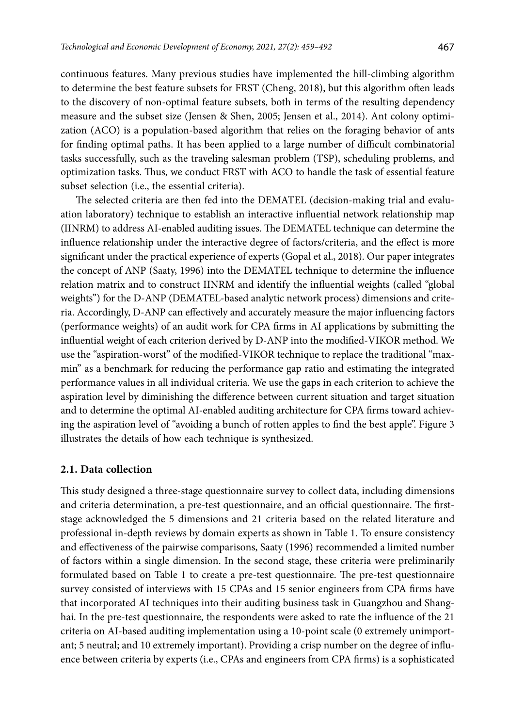continuous features. Many previous studies have implemented the hill-climbing algorithm to determine the best feature subsets for FRST (Cheng, 2018), but this algorithm often leads to the discovery of non-optimal feature subsets, both in terms of the resulting dependency measure and the subset size (Jensen & Shen, 2005; Jensen et al., 2014). Ant colony optimization (ACO) is a population-based algorithm that relies on the foraging behavior of ants for finding optimal paths. It has been applied to a large number of difficult combinatorial tasks successfully, such as the traveling salesman problem (TSP), scheduling problems, and optimization tasks. Thus, we conduct FRST with ACO to handle the task of essential feature subset selection (i.e., the essential criteria).

The selected criteria are then fed into the DEMATEL (decision-making trial and evaluation laboratory) technique to establish an interactive influential network relationship map (IINRM) to address AI-enabled auditing issues. The DEMATEL technique can determine the influence relationship under the interactive degree of factors/criteria, and the effect is more significant under the practical experience of experts (Gopal et al., 2018). Our paper integrates the concept of ANP (Saaty, 1996) into the DEMATEL technique to determine the influence relation matrix and to construct IINRM and identify the influential weights (called "global weights") for the D-ANP (DEMATEL-based analytic network process) dimensions and criteria. Accordingly, D-ANP can effectively and accurately measure the major influencing factors (performance weights) of an audit work for CPA firms in AI applications by submitting the influential weight of each criterion derived by D-ANP into the modified-VIKOR method. We use the "aspiration-worst" of the modified-VIKOR technique to replace the traditional "max-min" as a benchmark for reducing the performance gap ratio and estimating the integrated performance values in all individual criteria. We use the gaps in each criterion to achieve the aspiration level by diminishing the difference between current situation and target situation and to determine the optimal AI-enabled auditing architecture for CPA firms toward achieving the aspiration level of "avoiding a bunch of rotten apples to find the best apple". Figure 3 illustrates the details of how each technique is synthesized.

## 2.1. Data collection

This study designed a three-stage questionnaire survey to collect data, including dimensions and criteria determination, a pre-test questionnaire, and an official questionnaire. The first-stage acknowledged the 5 dimensions and 21 criteria based on the related literature and professional in-depth reviews by domain experts as shown in Table 1. To ensure consistency and effectiveness of the pairwise comparisons, Saaty (1996) recommended a limited number of factors within a single dimension. In the second stage, these criteria were preliminarily formulated based on Table 1 to create a pre-test questionnaire. The pre-test questionnaire survey consisted of interviews with 15 CPAs and 15 senior engineers from CPA firms have that incorporated AI techniques into their auditing business task in Guangzhou and Shanghai. In the pre-test questionnaire, the respondents were asked to rate the influence of the 21 criteria on AI-based auditing implementation using a 10-point scale (0 extremely unimportant; 5 neutral; and 10 extremely important). Providing a crisp number on the degree of influence between criteria by experts (i.e., CPAs and engineers from CPA firms) is a sophisticated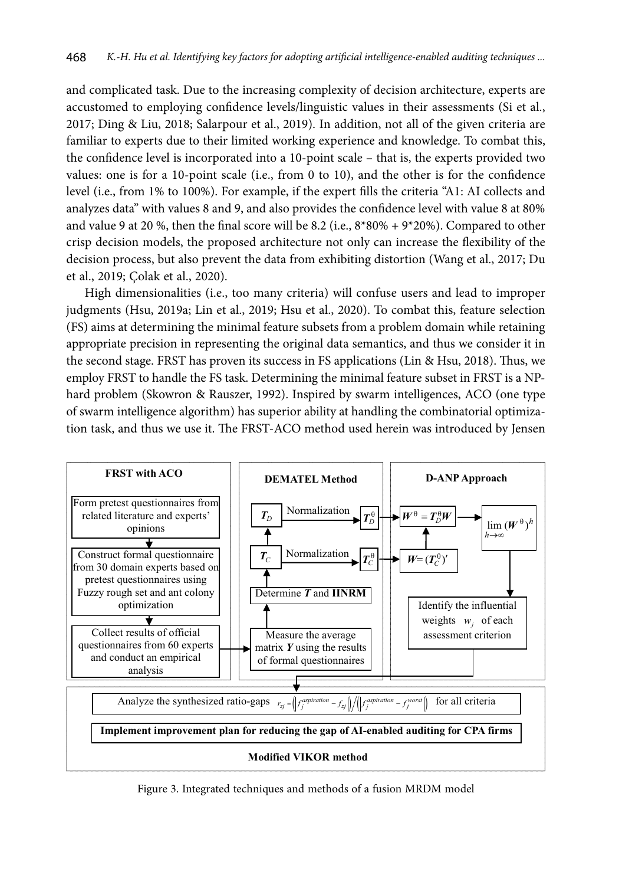and complicated task. Due to the increasing complexity of decision architecture, experts are accustomed to employing confidence levels/linguistic values in their assessments (Si et al., 2017; Ding & Liu, 2018; Salarpour et al., 2019). In addition, not all of the given criteria are familiar to experts due to their limited working experience and knowledge. To combat this, the confidence level is incorporated into a 10-point scale – that is, the experts provided two values: one is for a 10-point scale (i.e., from 0 to 10), and the other is for the confidence level (i.e., from 1% to 100%). For example, if the expert fills the criteria "A1: AI collects and analyzes data" with values 8 and 9, and also provides the confidence level with value 8 at 80% and value 9 at 20 %, then the final score will be 8.2 (i.e., 8*80% + 9*20%). Compared to other crisp decision models, the proposed architecture not only can increase the flexibility of the decision process, but also prevent the data from exhibiting distortion (Wang et al., 2017; Du et al., 2019; Çolak et al., 2020).

High dimensionalities (i.e., too many criteria) will confuse users and lead to improper judgments (Hsu, 2019a; Lin et al., 2019; Hsu et al., 2020). To combat this, feature selection (FS) aims at determining the minimal feature subsets from a problem domain while retaining appropriate precision in representing the original data semantics, and thus we consider it in the second stage. FRST has proven its success in FS applications (Lin & Hsu, 2018). Thus, we employ FRST to handle the FS task. Determining the minimal feature subset in FRST is a NP-hard problem (Skowron & Rauszer, 1992). Inspired by swarm intelligences, ACO (one type of swarm intelligence algorithm) has superior ability at handling the combinatorial optimization task, and thus we use it. The FRST-ACO method used herein was introduced by Jensen

**FRST with ACO**

- Form pretest questionnaires from related literature and experts' opinions
- Construct formal questionnaire from 30 domain experts based on pretest questionnaires using Fuzzy rough set and ant colony optimization
- Collect results of official questionnaires from 60 experts and conduct an empirical analysis

**DEMATEL Method**

- Measure the average matrix $\boldsymbol{Y}$ using the results of formal questionnaires
- Determine $\boldsymbol{T}$ and **IINRM**
- $\boldsymbol{T}_C$ → Normalization → $\boldsymbol{T}_C^{\theta}$
- $\boldsymbol{T}_D$ → Normalization → $\boldsymbol{T}_D^{\theta}$

**D-ANP Approach**

- $\boldsymbol{W} = (\boldsymbol{T}_C^{\theta})'$
- $\boldsymbol{W}^{\theta} = \boldsymbol{T}_D^{\theta}\boldsymbol{W}$
- $\lim_{h\to\infty} (\boldsymbol{W}^{\theta})^h$
- Identify the influential weights $w_j$ of each assessment criterion

**Modified VIKOR method**

- Analyze the synthesized ratio-gaps $r_{zj} = \left(\left|f_j^{aspiration} - f_{zj}\right|\right) / \left(\left|f_j^{aspiration} - f_j^{worst}\right|\right)$ for all criteria
- **Implement improvement plan for reducing the gap of AI-enabled auditing for CPA firms**

Figure 3. Integrated techniques and methods of a fusion MRDM model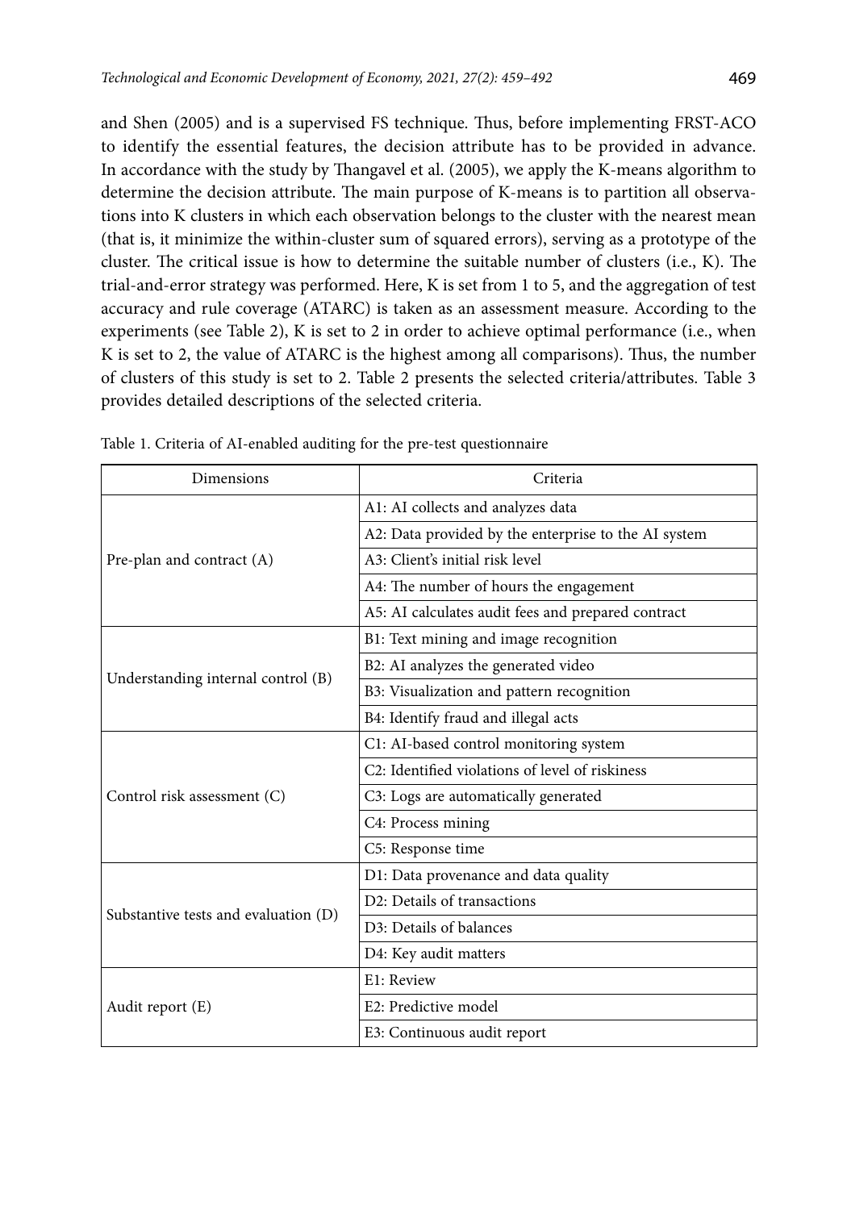and Shen (2005) and is a supervised FS technique. Thus, before implementing FRST-ACO to identify the essential features, the decision attribute has to be provided in advance. In accordance with the study by Thangavel et al. (2005), we apply the K-means algorithm to determine the decision attribute. The main purpose of K-means is to partition all observations into K clusters in which each observation belongs to the cluster with the nearest mean (that is, it minimize the within-cluster sum of squared errors), serving as a prototype of the cluster. The critical issue is how to determine the suitable number of clusters (i.e., K). The trial-and-error strategy was performed. Here, K is set from 1 to 5, and the aggregation of test accuracy and rule coverage (ATARC) is taken as an assessment measure. According to the experiments (see Table 2), K is set to 2 in order to achieve optimal performance (i.e., when K is set to 2, the value of ATARC is the highest among all comparisons). Thus, the number of clusters of this study is set to 2. Table 2 presents the selected criteria/attributes. Table 3 provides detailed descriptions of the selected criteria.

Table 1. Criteria of AI-enabled auditing for the pre-test questionnaire

| Dimensions | Criteria |
|---|---|
| Pre-plan and contract (A) | A1: AI collects and analyzes data |
| | A2: Data provided by the enterprise to the AI system |
| | A3: Client's initial risk level |
| | A4: The number of hours the engagement |
| | A5: AI calculates audit fees and prepared contract |
| Understanding internal control (B) | B1: Text mining and image recognition |
| | B2: AI analyzes the generated video |
| | B3: Visualization and pattern recognition |
| | B4: Identify fraud and illegal acts |
| Control risk assessment (C) | C1: AI-based control monitoring system |
| | C2: Identified violations of level of riskiness |
| | C3: Logs are automatically generated |
| | C4: Process mining |
| | C5: Response time |
| Substantive tests and evaluation (D) | D1: Data provenance and data quality |
| | D2: Details of transactions |
| | D3: Details of balances |
| | D4: Key audit matters |
| Audit report (E) | E1: Review |
| | E2: Predictive model |
| | E3: Continuous audit report |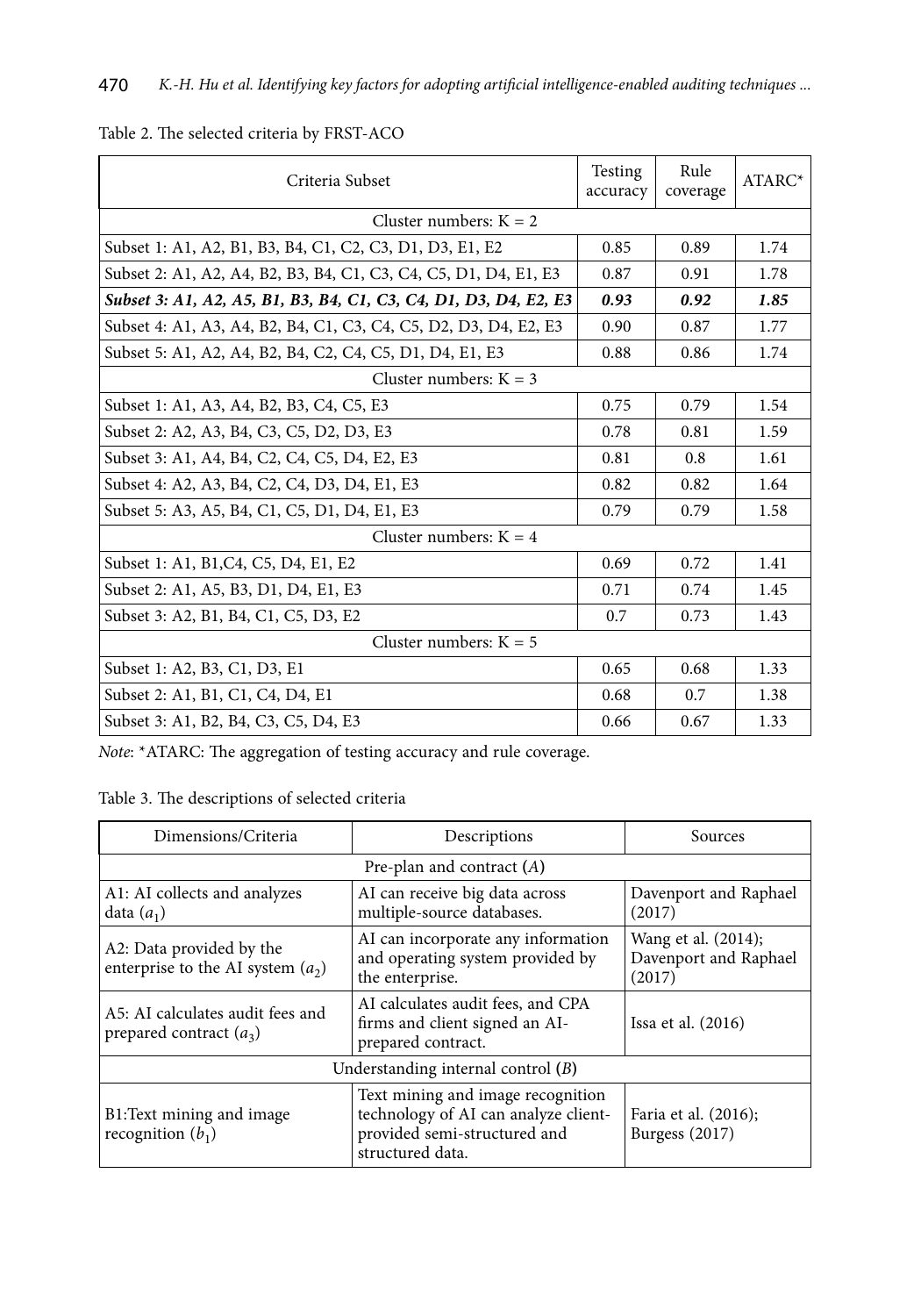Table 2. The selected criteria by FRST-ACO

| Criteria Subset | Testing accuracy | Rule coverage | ATARC* |
|---|---|---|---|
| Cluster numbers: K = 2 | | | |
| Subset 1: A1, A2, B1, B3, B4, C1, C2, C3, D1, D3, E1, E2 | 0.85 | 0.89 | 1.74 |
| Subset 2: A1, A2, A4, B2, B3, B4, C1, C3, C4, C5, D1, D4, E1, E3 | 0.87 | 0.91 | 1.78 |
| ***Subset 3: A1, A2, A5, B1, B3, B4, C1, C3, C4, D1, D3, D4, E2, E3*** | ***0.93*** | ***0.92*** | ***1.85*** |
| Subset 4: A1, A3, A4, B2, B4, C1, C3, C4, C5, D2, D3, D4, E2, E3 | 0.90 | 0.87 | 1.77 |
| Subset 5: A1, A2, A4, B2, B4, C2, C4, C5, D1, D4, E1, E3 | 0.88 | 0.86 | 1.74 |
| Cluster numbers: K = 3 | | | |
| Subset 1: A1, A3, A4, B2, B3, C4, C5, E3 | 0.75 | 0.79 | 1.54 |
| Subset 2: A2, A3, B4, C3, C5, D2, D3, E3 | 0.78 | 0.81 | 1.59 |
| Subset 3: A1, A4, B4, C2, C4, C5, D4, E2, E3 | 0.81 | 0.8 | 1.61 |
| Subset 4: A2, A3, B4, C2, C4, D3, D4, E1, E3 | 0.82 | 0.82 | 1.64 |
| Subset 5: A3, A5, B4, C1, C5, D1, D4, E1, E3 | 0.79 | 0.79 | 1.58 |
| Cluster numbers: K = 4 | | | |
| Subset 1: A1, B1,C4, C5, D4, E1, E2 | 0.69 | 0.72 | 1.41 |
| Subset 2: A1, A5, B3, D1, D4, E1, E3 | 0.71 | 0.74 | 1.45 |
| Subset 3: A2, B1, B4, C1, C5, D3, E2 | 0.7 | 0.73 | 1.43 |
| Cluster numbers: K = 5 | | | |
| Subset 1: A2, B3, C1, D3, E1 | 0.65 | 0.68 | 1.33 |
| Subset 2: A1, B1, C1, C4, D4, E1 | 0.68 | 0.7 | 1.38 |
| Subset 3: A1, B2, B4, C3, C5, D4, E3 | 0.66 | 0.67 | 1.33 |

*Note*: *ATARC: The aggregation of testing accuracy and rule coverage.

Table 3. The descriptions of selected criteria

| Dimensions/Criteria | Descriptions | Sources |
|---|---|---|
| Pre-plan and contract (*A*) | | |
| A1: AI collects and analyzes data ($a_1$) | AI can receive big data across multiple-source databases. | Davenport and Raphael (2017) |
| A2: Data provided by the enterprise to the AI system ($a_2$) | AI can incorporate any information and operating system provided by the enterprise. | Wang et al. (2014); Davenport and Raphael (2017) |
| A5: AI calculates audit fees and prepared contract ($a_3$) | AI calculates audit fees, and CPA firms and client signed an AI-prepared contract. | Issa et al. (2016) |
| Understanding internal control (*B*) | | |
| B1:Text mining and image recognition ($b_1$) | Text mining and image recognition technology of AI can analyze client-provided semi-structured and structured data. | Faria et al. (2016); Burgess (2017) |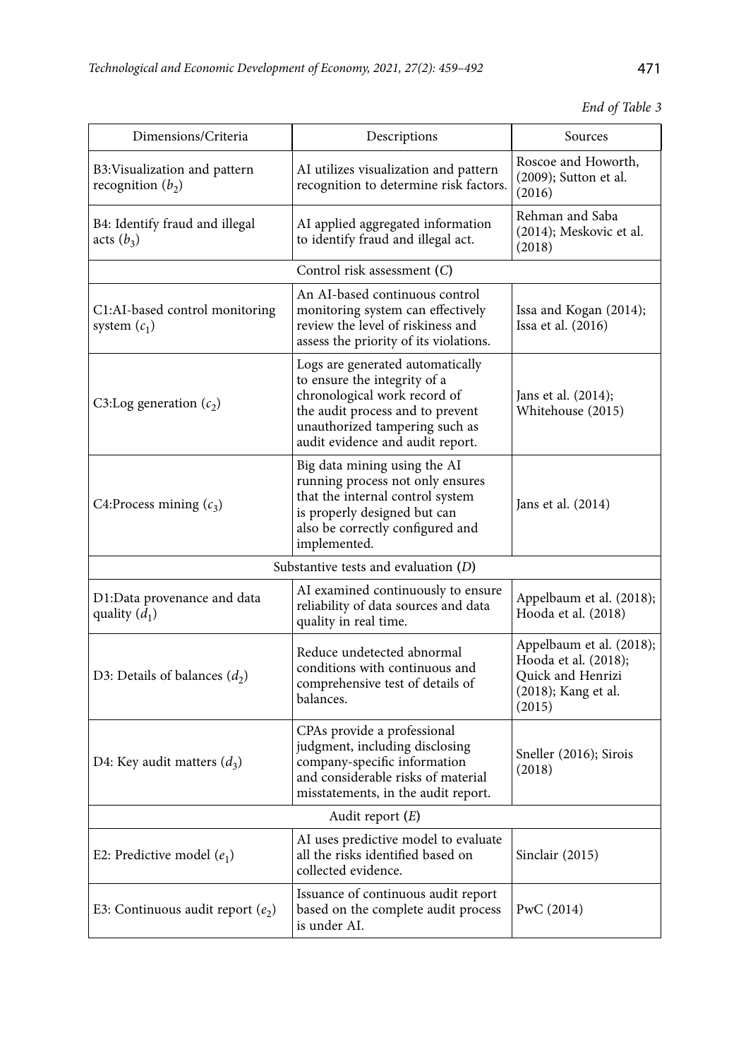*End of Table 3*

| Dimensions/Criteria | Descriptions | Sources |
|---|---|---|
| B3:Visualization and pattern recognition ($b_2$) | AI utilizes visualization and pattern recognition to determine risk factors. | Roscoe and Howorth, (2009); Sutton et al. (2016) |
| B4: Identify fraud and illegal acts ($b_3$) | AI applied aggregated information to identify fraud and illegal act. | Rehman and Saba (2014); Meskovic et al. (2018) |
| Control risk assessment (*C*) | | |
| C1:AI-based control monitoring system ($c_1$) | An AI-based continuous control monitoring system can effectively review the level of riskiness and assess the priority of its violations. | Issa and Kogan (2014); Issa et al. (2016) |
| C3:Log generation ($c_2$) | Logs are generated automatically to ensure the integrity of a chronological work record of the audit process and to prevent unauthorized tampering such as audit evidence and audit report. | Jans et al. (2014); Whitehouse (2015) |
| C4:Process mining ($c_3$) | Big data mining using the AI running process not only ensures that the internal control system is properly designed but can also be correctly configured and implemented. | Jans et al. (2014) |
| Substantive tests and evaluation (*D*) | | |
| D1:Data provenance and data quality ($d_1$) | AI examined continuously to ensure reliability of data sources and data quality in real time. | Appelbaum et al. (2018); Hooda et al. (2018) |
| D3: Details of balances ($d_2$) | Reduce undetected abnormal conditions with continuous and comprehensive test of details of balances. | Appelbaum et al. (2018); Hooda et al. (2018); Quick and Henrizi (2018); Kang et al. (2015) |
| D4: Key audit matters ($d_3$) | CPAs provide a professional judgment, including disclosing company-specific information and considerable risks of material misstatements, in the audit report. | Sneller (2016); Sirois (2018) |
| Audit report (*E*) | | |
| E2: Predictive model ($e_1$) | AI uses predictive model to evaluate all the risks identified based on collected evidence. | Sinclair (2015) |
| E3: Continuous audit report ($e_2$) | Issuance of continuous audit report based on the complete audit process is under AI. | PwC (2014) |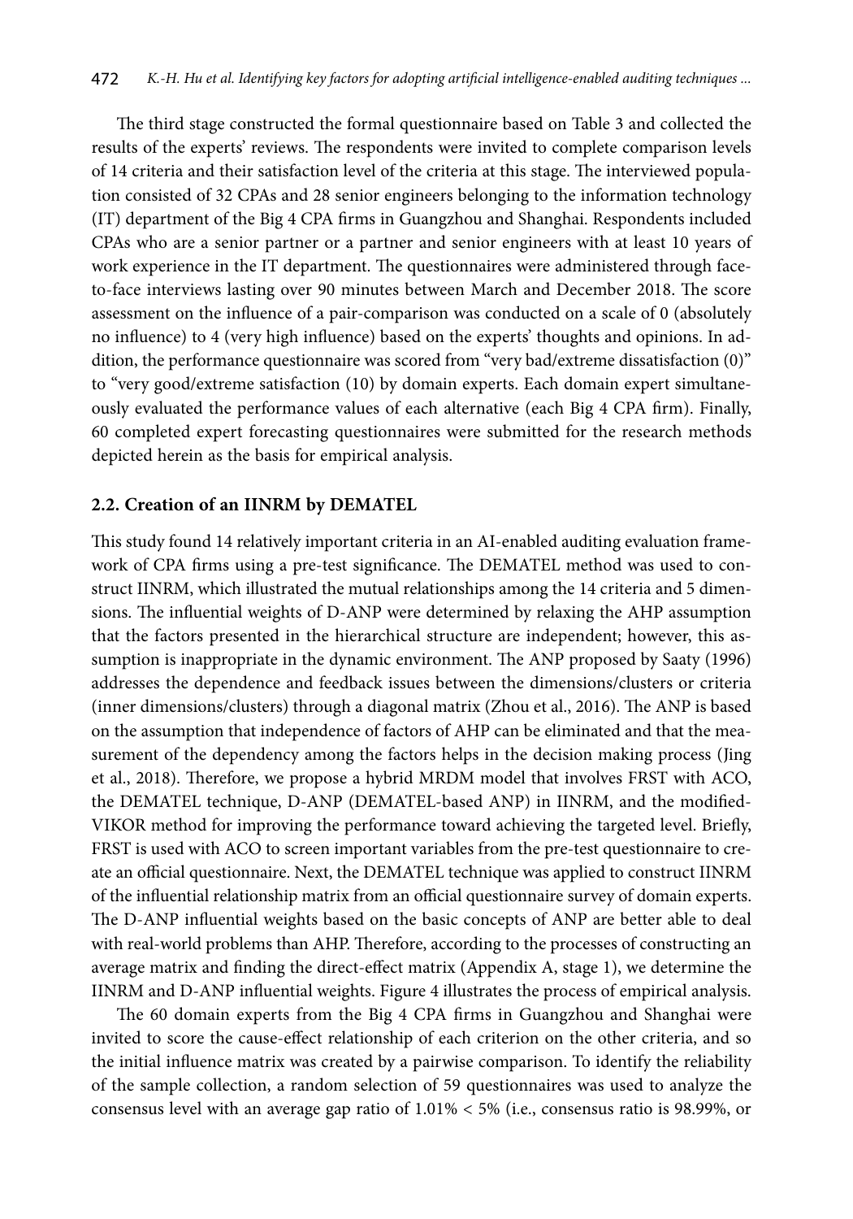The third stage constructed the formal questionnaire based on Table 3 and collected the results of the experts' reviews. The respondents were invited to complete comparison levels of 14 criteria and their satisfaction level of the criteria at this stage. The interviewed population consisted of 32 CPAs and 28 senior engineers belonging to the information technology (IT) department of the Big 4 CPA firms in Guangzhou and Shanghai. Respondents included CPAs who are a senior partner or a partner and senior engineers with at least 10 years of work experience in the IT department. The questionnaires were administered through face-to-face interviews lasting over 90 minutes between March and December 2018. The score assessment on the influence of a pair-comparison was conducted on a scale of 0 (absolutely no influence) to 4 (very high influence) based on the experts' thoughts and opinions. In addition, the performance questionnaire was scored from "very bad/extreme dissatisfaction (0)" to "very good/extreme satisfaction (10) by domain experts. Each domain expert simultaneously evaluated the performance values of each alternative (each Big 4 CPA firm). Finally, 60 completed expert forecasting questionnaires were submitted for the research methods depicted herein as the basis for empirical analysis.

### 2.2. Creation of an IINRM by DEMATEL

This study found 14 relatively important criteria in an AI-enabled auditing evaluation framework of CPA firms using a pre-test significance. The DEMATEL method was used to construct IINRM, which illustrated the mutual relationships among the 14 criteria and 5 dimensions. The influential weights of D-ANP were determined by relaxing the AHP assumption that the factors presented in the hierarchical structure are independent; however, this assumption is inappropriate in the dynamic environment. The ANP proposed by Saaty (1996) addresses the dependence and feedback issues between the dimensions/clusters or criteria (inner dimensions/clusters) through a diagonal matrix (Zhou et al., 2016). The ANP is based on the assumption that independence of factors of AHP can be eliminated and that the measurement of the dependency among the factors helps in the decision making process (Jing et al., 2018). Therefore, we propose a hybrid MRDM model that involves FRST with ACO, the DEMATEL technique, D-ANP (DEMATEL-based ANP) in IINRM, and the modified-VIKOR method for improving the performance toward achieving the targeted level. Briefly, FRST is used with ACO to screen important variables from the pre-test questionnaire to create an official questionnaire. Next, the DEMATEL technique was applied to construct IINRM of the influential relationship matrix from an official questionnaire survey of domain experts. The D-ANP influential weights based on the basic concepts of ANP are better able to deal with real-world problems than AHP. Therefore, according to the processes of constructing an average matrix and finding the direct-effect matrix (Appendix A, stage 1), we determine the IINRM and D-ANP influential weights. Figure 4 illustrates the process of empirical analysis.

The 60 domain experts from the Big 4 CPA firms in Guangzhou and Shanghai were invited to score the cause-effect relationship of each criterion on the other criteria, and so the initial influence matrix was created by a pairwise comparison. To identify the reliability of the sample collection, a random selection of 59 questionnaires was used to analyze the consensus level with an average gap ratio of 1.01% < 5% (i.e., consensus ratio is 98.99%, or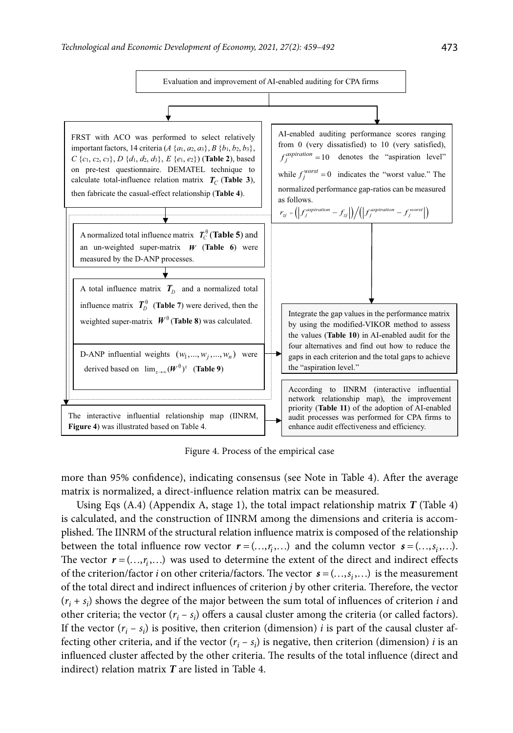Evaluation and improvement of AI-enabled auditing for CPA firms

FRST with ACO was performed to select relatively important factors, 14 criteria ($A$ {$a_1$, $a_2$, $a_3$}, $B$ {$b_1$, $b_2$, $b_3$}, $C$ {$c_1$, $c_2$, $c_3$}, $D$ {$d_1$, $d_2$, $d_3$}, $E$ {$e_1$, $e_2$}) (**Table 2**), based on pre-test questionnaire. DEMATEL technique to calculate total-influence relation matrix $T_C$ (**Table 3**), then fabricate the casual-effect relationship (**Table 4**).

AI-enabled auditing performance scores ranging from 0 (very dissatisfied) to 10 (very satisfied), $f_j^{aspiration} = 10$ denotes the "aspiration level" while $f_j^{worst} = 0$ indicates the "worst value." The normalized performance gap-ratios can be measured as follows.
$r_{zj} = \left(\left|f_j^{aspiration} - f_{zj}\right|\right) / \left(\left|f_j^{aspiration} - f_j^{worst}\right|\right)$

A normalized total influence matrix $T_C^{\theta}$ (**Table 5**) and an un-weighted super-matrix $W$ (**Table 6**) were measured by the D-ANP processes.

A total influence matrix $T_D$ and a normalized total influence matrix $T_D^{\theta}$ (**Table 7**) were derived, then the weighted super-matrix $W^{\theta}$ (**Table 8**) was calculated.

D-ANP influential weights $(w_1,...,w_j,...,w_n)$ were derived based on $\lim_{z\to\infty}(W^{\theta})^z$ (**Table 9**)

Integrate the gap values in the performance matrix by using the modified-VIKOR method to assess the values (**Table 10**) in AI-enabled audit for the four alternatives and find out how to reduce the gaps in each criterion and the total gaps to achieve the "aspiration level."

The interactive influential relationship map (IINRM, **Figure 4**) was illustrated based on Table 4.

According to IINRM (interactive influential network relationship map), the improvement priority (**Table 11**) of the adoption of AI-enabled audit processes was performed for CPA firms to enhance audit effectiveness and efficiency.

Figure 4. Process of the empirical case

more than 95% confidence), indicating consensus (see Note in Table 4). After the average matrix is normalized, a direct-influence relation matrix can be measured.

Using Eqs (A.4) (Appendix A, stage 1), the total impact relationship matrix $\boldsymbol{T}$ (Table 4) is calculated, and the construction of IINRM among the dimensions and criteria is accomplished. The IINRM of the structural relation influence matrix is composed of the relationship between the total influence row vector $\boldsymbol{r} = (\ldots, r_i, \ldots)$ and the column vector $\boldsymbol{s} = (\ldots, s_i, \ldots)$. The vector $\boldsymbol{r} = (\ldots, r_i, \ldots)$ was used to determine the extent of the direct and indirect effects of the criterion/factor $i$ on other criteria/factors. The vector $\boldsymbol{s} = (\ldots, s_i, \ldots)$ is the measurement of the total direct and indirect influences of criterion $j$ by other criteria. Therefore, the vector $(r_i + s_i)$ shows the degree of the major between the sum total of influences of criterion $i$ and other criteria; the vector $(r_i - s_i)$ offers a causal cluster among the criteria (or called factors). If the vector $(r_i - s_i)$ is positive, then criterion (dimension) $i$ is part of the causal cluster affecting other criteria, and if the vector $(r_i - s_i)$ is negative, then criterion (dimension) $i$ is an influenced cluster affected by the other criteria. The results of the total influence (direct and indirect) relation matrix $\boldsymbol{T}$ are listed in Table 4.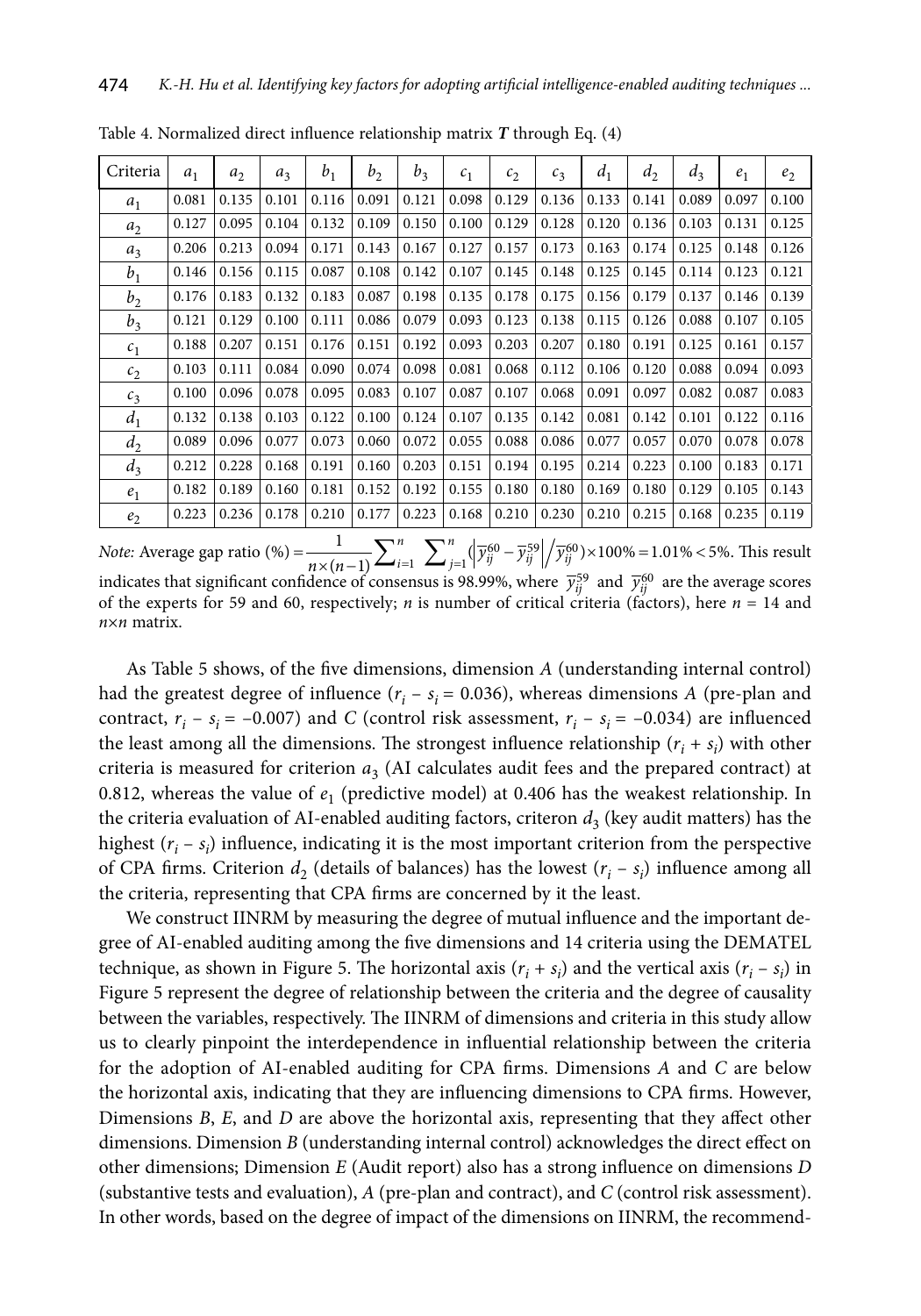Table 4. Normalized direct influence relationship matrix $\boldsymbol{T}$ through Eq. (4)

| Criteria | $a_1$ | $a_2$ | $a_3$ | $b_1$ | $b_2$ | $b_3$ | $c_1$ | $c_2$ | $c_3$ | $d_1$ | $d_2$ | $d_3$ | $e_1$ | $e_2$ |
|---|---|---|---|---|---|---|---|---|---|---|---|---|---|---|
| $a_1$ | 0.081 | 0.135 | 0.101 | 0.116 | 0.091 | 0.121 | 0.098 | 0.129 | 0.136 | 0.133 | 0.141 | 0.089 | 0.097 | 0.100 |
| $a_2$ | 0.127 | 0.095 | 0.104 | 0.132 | 0.109 | 0.150 | 0.100 | 0.129 | 0.128 | 0.120 | 0.136 | 0.103 | 0.131 | 0.125 |
| $a_3$ | 0.206 | 0.213 | 0.094 | 0.171 | 0.143 | 0.167 | 0.127 | 0.157 | 0.173 | 0.163 | 0.174 | 0.125 | 0.148 | 0.126 |
| $b_1$ | 0.146 | 0.156 | 0.115 | 0.087 | 0.108 | 0.142 | 0.107 | 0.145 | 0.148 | 0.125 | 0.145 | 0.114 | 0.123 | 0.121 |
| $b_2$ | 0.176 | 0.183 | 0.132 | 0.183 | 0.087 | 0.198 | 0.135 | 0.178 | 0.175 | 0.156 | 0.179 | 0.137 | 0.146 | 0.139 |
| $b_3$ | 0.121 | 0.129 | 0.100 | 0.111 | 0.086 | 0.079 | 0.093 | 0.123 | 0.138 | 0.115 | 0.126 | 0.088 | 0.107 | 0.105 |
| $c_1$ | 0.188 | 0.207 | 0.151 | 0.176 | 0.151 | 0.192 | 0.093 | 0.203 | 0.207 | 0.180 | 0.191 | 0.125 | 0.161 | 0.157 |
| $c_2$ | 0.103 | 0.111 | 0.084 | 0.090 | 0.074 | 0.098 | 0.081 | 0.068 | 0.112 | 0.106 | 0.120 | 0.088 | 0.094 | 0.093 |
| $c_3$ | 0.100 | 0.096 | 0.078 | 0.095 | 0.083 | 0.107 | 0.087 | 0.107 | 0.068 | 0.091 | 0.097 | 0.082 | 0.087 | 0.083 |
| $d_1$ | 0.132 | 0.138 | 0.103 | 0.122 | 0.100 | 0.124 | 0.107 | 0.135 | 0.142 | 0.081 | 0.142 | 0.101 | 0.122 | 0.116 |
| $d_2$ | 0.089 | 0.096 | 0.077 | 0.073 | 0.060 | 0.072 | 0.055 | 0.088 | 0.086 | 0.077 | 0.057 | 0.070 | 0.078 | 0.078 |
| $d_3$ | 0.212 | 0.228 | 0.168 | 0.191 | 0.160 | 0.203 | 0.151 | 0.194 | 0.195 | 0.214 | 0.223 | 0.100 | 0.183 | 0.171 |
| $e_1$ | 0.182 | 0.189 | 0.160 | 0.181 | 0.152 | 0.192 | 0.155 | 0.180 | 0.180 | 0.169 | 0.180 | 0.129 | 0.105 | 0.143 |
| $e_2$ | 0.223 | 0.236 | 0.178 | 0.210 | 0.177 | 0.223 | 0.168 | 0.210 | 0.230 | 0.210 | 0.215 | 0.168 | 0.235 | 0.119 |

*Note:* Average gap ratio (%) $= \frac{1}{n \times (n-1)} \sum_{i=1}^{n} \sum_{j=1}^{n} \left( \left| \overline{y}_{ij}^{60} - \overline{y}_{ij}^{59} \right| / \overline{y}_{ij}^{60} \right) \times 100\% = 1.01\% < 5\%$. This result indicates that significant confidence of consensus is 98.99%, where $\overline{y}_{ij}^{59}$ and $\overline{y}_{ij}^{60}$ are the average scores of the experts for 59 and 60, respectively; $n$ is number of critical criteria (factors), here $n = 14$ and $n \times n$ matrix.

As Table 5 shows, of the five dimensions, dimension *A* (understanding internal control) had the greatest degree of influence ($r_i - s_i = 0.036$), whereas dimensions *A* (pre-plan and contract, $r_i - s_i = -0.007$) and *C* (control risk assessment, $r_i - s_i = -0.034$) are influenced the least among all the dimensions. The strongest influence relationship ($r_i + s_i$) with other criteria is measured for criterion $a_3$ (AI calculates audit fees and the prepared contract) at 0.812, whereas the value of $e_1$ (predictive model) at 0.406 has the weakest relationship. In the criteria evaluation of AI-enabled auditing factors, criteron $d_3$ (key audit matters) has the highest ($r_i - s_i$) influence, indicating it is the most important criterion from the perspective of CPA firms. Criterion $d_2$ (details of balances) has the lowest ($r_i - s_i$) influence among all the criteria, representing that CPA firms are concerned by it the least.

We construct IINRM by measuring the degree of mutual influence and the important degree of AI-enabled auditing among the five dimensions and 14 criteria using the DEMATEL technique, as shown in Figure 5. The horizontal axis ($r_i + s_i$) and the vertical axis ($r_i - s_i$) in Figure 5 represent the degree of relationship between the criteria and the degree of causality between the variables, respectively. The IINRM of dimensions and criteria in this study allow us to clearly pinpoint the interdependence in influential relationship between the criteria for the adoption of AI-enabled auditing for CPA firms. Dimensions *A* and *C* are below the horizontal axis, indicating that they are influencing dimensions to CPA firms. However, Dimensions *B*, *E*, and *D* are above the horizontal axis, representing that they affect other dimensions. Dimension *B* (understanding internal control) acknowledges the direct effect on other dimensions; Dimension *E* (Audit report) also has a strong influence on dimensions *D* (substantive tests and evaluation), *A* (pre-plan and contract), and *C* (control risk assessment). In other words, based on the degree of impact of the dimensions on IINRM, the recommend-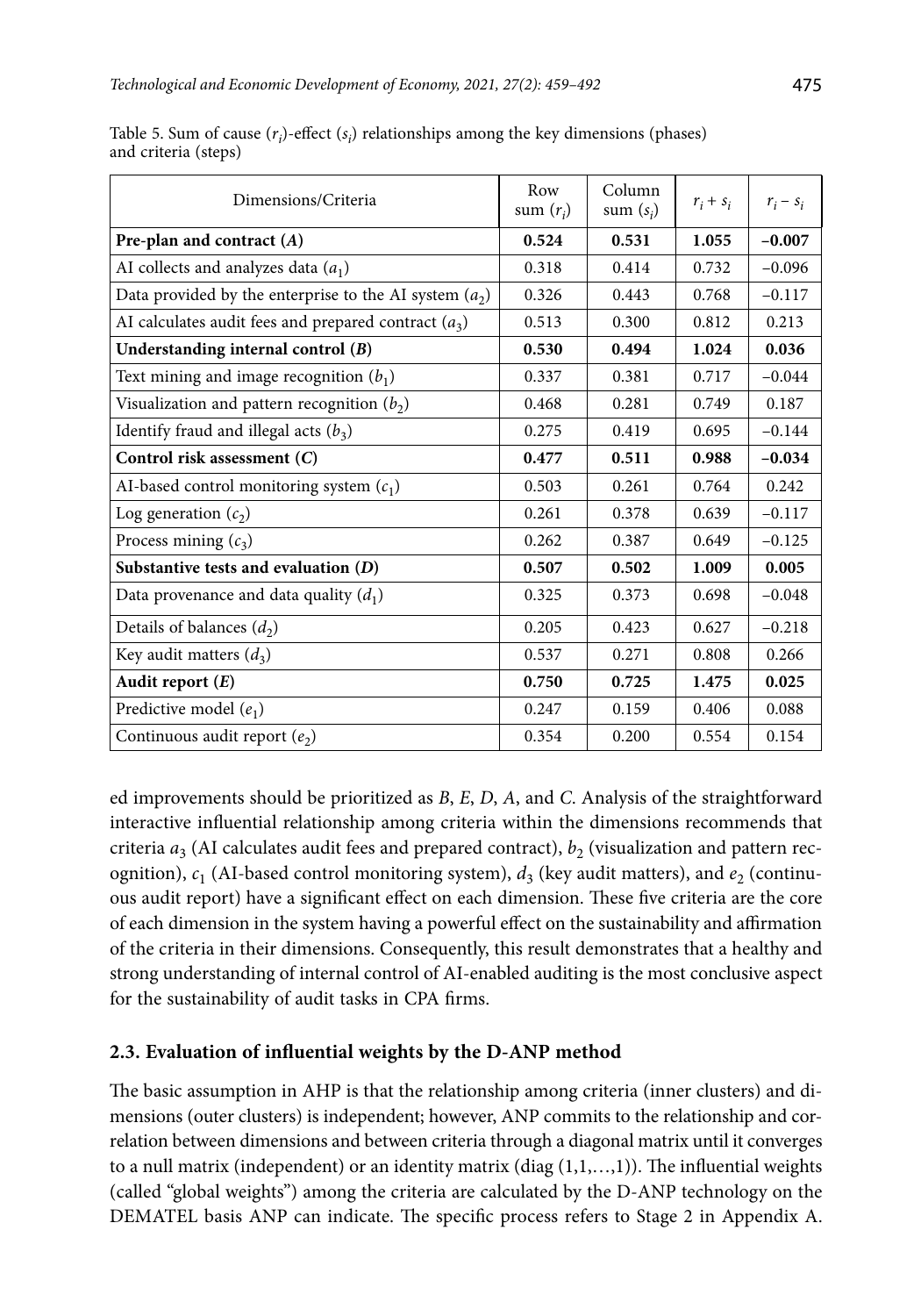Table 5. Sum of cause ($r_i$)-effect ($s_i$) relationships among the key dimensions (phases) and criteria (steps)

| Dimensions/Criteria | Row sum ($r_i$) | Column sum ($s_i$) | $r_i + s_i$ | $r_i - s_i$ |
|---|---|---|---|---|
| **Pre-plan and contract (*A*)** | **0.524** | **0.531** | **1.055** | **−0.007** |
| AI collects and analyzes data ($a_1$) | 0.318 | 0.414 | 0.732 | −0.096 |
| Data provided by the enterprise to the AI system ($a_2$) | 0.326 | 0.443 | 0.768 | −0.117 |
| AI calculates audit fees and prepared contract ($a_3$) | 0.513 | 0.300 | 0.812 | 0.213 |
| **Understanding internal control (*B*)** | **0.530** | **0.494** | **1.024** | **0.036** |
| Text mining and image recognition ($b_1$) | 0.337 | 0.381 | 0.717 | −0.044 |
| Visualization and pattern recognition ($b_2$) | 0.468 | 0.281 | 0.749 | 0.187 |
| Identify fraud and illegal acts ($b_3$) | 0.275 | 0.419 | 0.695 | −0.144 |
| **Control risk assessment (*C*)** | **0.477** | **0.511** | **0.988** | **−0.034** |
| AI-based control monitoring system ($c_1$) | 0.503 | 0.261 | 0.764 | 0.242 |
| Log generation ($c_2$) | 0.261 | 0.378 | 0.639 | −0.117 |
| Process mining ($c_3$) | 0.262 | 0.387 | 0.649 | −0.125 |
| **Substantive tests and evaluation (*D*)** | **0.507** | **0.502** | **1.009** | **0.005** |
| Data provenance and data quality ($d_1$) | 0.325 | 0.373 | 0.698 | −0.048 |
| Details of balances ($d_2$) | 0.205 | 0.423 | 0.627 | −0.218 |
| Key audit matters ($d_3$) | 0.537 | 0.271 | 0.808 | 0.266 |
| **Audit report (*E*)** | **0.750** | **0.725** | **1.475** | **0.025** |
| Predictive model ($e_1$) | 0.247 | 0.159 | 0.406 | 0.088 |
| Continuous audit report ($e_2$) | 0.354 | 0.200 | 0.554 | 0.154 |

ed improvements should be prioritized as *B*, *E*, *D*, *A*, and *C*. Analysis of the straightforward interactive influential relationship among criteria within the dimensions recommends that criteria $a_3$ (AI calculates audit fees and prepared contract), $b_2$ (visualization and pattern recognition), $c_1$ (AI-based control monitoring system), $d_3$ (key audit matters), and $e_2$ (continuous audit report) have a significant effect on each dimension. These five criteria are the core of each dimension in the system having a powerful effect on the sustainability and affirmation of the criteria in their dimensions. Consequently, this result demonstrates that a healthy and strong understanding of internal control of AI-enabled auditing is the most conclusive aspect for the sustainability of audit tasks in CPA firms.

## 2.3. Evaluation of influential weights by the D-ANP method

The basic assumption in AHP is that the relationship among criteria (inner clusters) and dimensions (outer clusters) is independent; however, ANP commits to the relationship and correlation between dimensions and between criteria through a diagonal matrix until it converges to a null matrix (independent) or an identity matrix (diag (1,1,…,1)). The influential weights (called "global weights") among the criteria are calculated by the D-ANP technology on the DEMATEL basis ANP can indicate. The specific process refers to Stage 2 in Appendix A.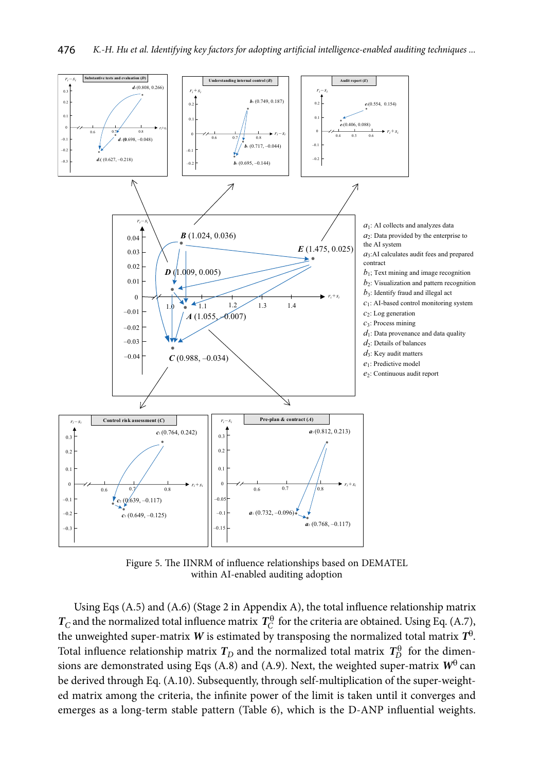$a_1$: AI collects and analyzes data
$a_2$: Data provided by the enterprise to the AI system
$a_3$: AI calculates audit fees and prepared contract
$b_1$: Text mining and image recognition
$b_2$: Visualization and pattern recognition
$b_3$: Identify fraud and illegal act
$c_1$: AI-based control monitoring system
$c_2$: Log generation
$c_3$: Process mining
$d_1$: Data provenance and data quality
$d_2$: Details of balances
$d_3$: Key audit matters
$e_1$: Predictive model
$e_2$: Continuous audit report

Figure 5. The IINRM of influence relationships based on DEMATEL within AI-enabled auditing adoption

Using Eqs (A.5) and (A.6) (Stage 2 in Appendix A), the total influence relationship matrix $\boldsymbol{T}_C$ and the normalized total influence matrix $\boldsymbol{T}_C^{\theta}$ for the criteria are obtained. Using Eq. (A.7), the unweighted super-matrix $\boldsymbol{W}$ is estimated by transposing the normalized total matrix $\boldsymbol{T}^{\theta}$. Total influence relationship matrix $\boldsymbol{T}_D$ and the normalized total matrix $\boldsymbol{T}_D^{\theta}$ for the dimensions are demonstrated using Eqs (A.8) and (A.9). Next, the weighted super-matrix $\boldsymbol{W}^{\theta}$ can be derived through Eq. (A.10). Subsequently, through self-multiplication of the super-weighted matrix among the criteria, the infinite power of the limit is taken until it converges and emerges as a long-term stable pattern (Table 6), which is the D-ANP influential weights.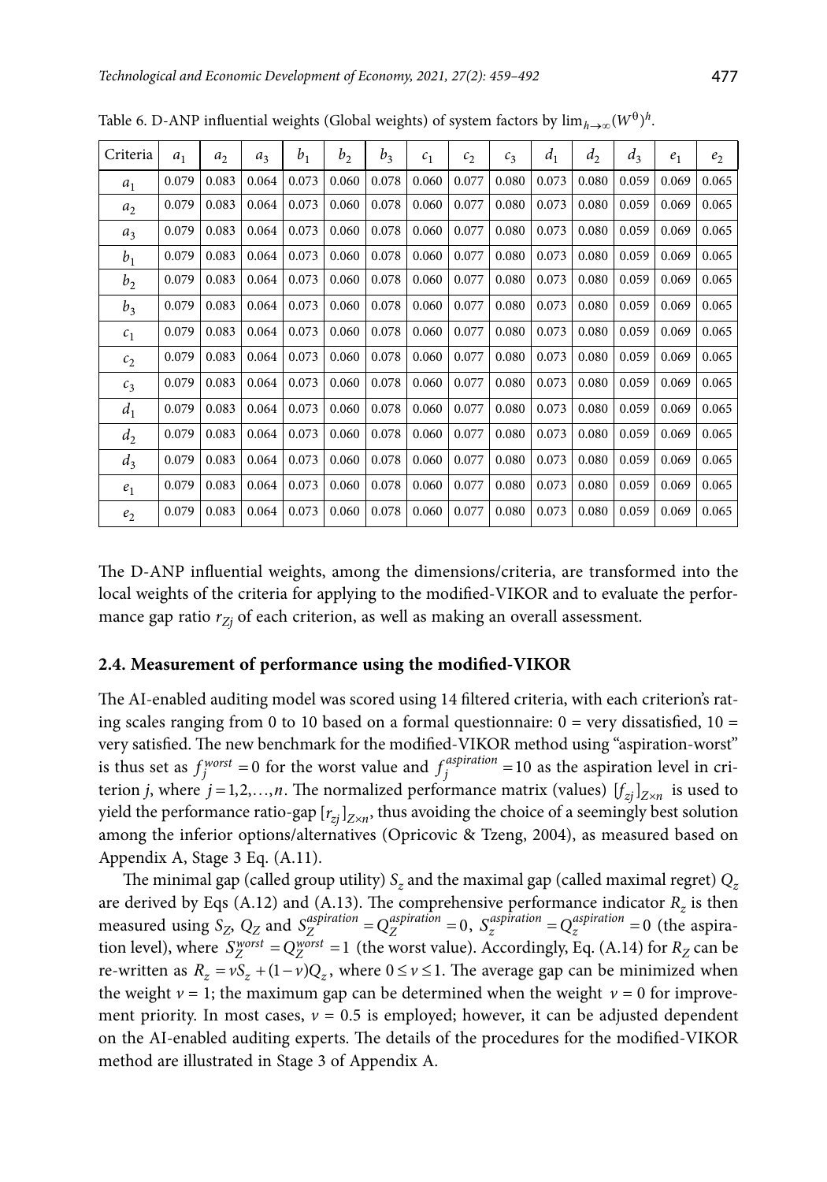Table 6. D-ANP influential weights (Global weights) of system factors by $\lim_{h\to\infty}(W^{\theta})^{h}$.

| Criteria | $a_1$ | $a_2$ | $a_3$ | $b_1$ | $b_2$ | $b_3$ | $c_1$ | $c_2$ | $c_3$ | $d_1$ | $d_2$ | $d_3$ | $e_1$ | $e_2$ |
|---|---|---|---|---|---|---|---|---|---|---|---|---|---|---|
| $a_1$ | 0.079 | 0.083 | 0.064 | 0.073 | 0.060 | 0.078 | 0.060 | 0.077 | 0.080 | 0.073 | 0.080 | 0.059 | 0.069 | 0.065 |
| $a_2$ | 0.079 | 0.083 | 0.064 | 0.073 | 0.060 | 0.078 | 0.060 | 0.077 | 0.080 | 0.073 | 0.080 | 0.059 | 0.069 | 0.065 |
| $a_3$ | 0.079 | 0.083 | 0.064 | 0.073 | 0.060 | 0.078 | 0.060 | 0.077 | 0.080 | 0.073 | 0.080 | 0.059 | 0.069 | 0.065 |
| $b_1$ | 0.079 | 0.083 | 0.064 | 0.073 | 0.060 | 0.078 | 0.060 | 0.077 | 0.080 | 0.073 | 0.080 | 0.059 | 0.069 | 0.065 |
| $b_2$ | 0.079 | 0.083 | 0.064 | 0.073 | 0.060 | 0.078 | 0.060 | 0.077 | 0.080 | 0.073 | 0.080 | 0.059 | 0.069 | 0.065 |
| $b_3$ | 0.079 | 0.083 | 0.064 | 0.073 | 0.060 | 0.078 | 0.060 | 0.077 | 0.080 | 0.073 | 0.080 | 0.059 | 0.069 | 0.065 |
| $c_1$ | 0.079 | 0.083 | 0.064 | 0.073 | 0.060 | 0.078 | 0.060 | 0.077 | 0.080 | 0.073 | 0.080 | 0.059 | 0.069 | 0.065 |
| $c_2$ | 0.079 | 0.083 | 0.064 | 0.073 | 0.060 | 0.078 | 0.060 | 0.077 | 0.080 | 0.073 | 0.080 | 0.059 | 0.069 | 0.065 |
| $c_3$ | 0.079 | 0.083 | 0.064 | 0.073 | 0.060 | 0.078 | 0.060 | 0.077 | 0.080 | 0.073 | 0.080 | 0.059 | 0.069 | 0.065 |
| $d_1$ | 0.079 | 0.083 | 0.064 | 0.073 | 0.060 | 0.078 | 0.060 | 0.077 | 0.080 | 0.073 | 0.080 | 0.059 | 0.069 | 0.065 |
| $d_2$ | 0.079 | 0.083 | 0.064 | 0.073 | 0.060 | 0.078 | 0.060 | 0.077 | 0.080 | 0.073 | 0.080 | 0.059 | 0.069 | 0.065 |
| $d_3$ | 0.079 | 0.083 | 0.064 | 0.073 | 0.060 | 0.078 | 0.060 | 0.077 | 0.080 | 0.073 | 0.080 | 0.059 | 0.069 | 0.065 |
| $e_1$ | 0.079 | 0.083 | 0.064 | 0.073 | 0.060 | 0.078 | 0.060 | 0.077 | 0.080 | 0.073 | 0.080 | 0.059 | 0.069 | 0.065 |
| $e_2$ | 0.079 | 0.083 | 0.064 | 0.073 | 0.060 | 0.078 | 0.060 | 0.077 | 0.080 | 0.073 | 0.080 | 0.059 | 0.069 | 0.065 |

The D-ANP influential weights, among the dimensions/criteria, are transformed into the local weights of the criteria for applying to the modified-VIKOR and to evaluate the performance gap ratio $r_{Zj}$ of each criterion, as well as making an overall assessment.

## 2.4. Measurement of performance using the modified-VIKOR

The AI-enabled auditing model was scored using 14 filtered criteria, with each criterion's rating scales ranging from 0 to 10 based on a formal questionnaire: 0 = very dissatisfied, 10 = very satisfied. The new benchmark for the modified-VIKOR method using "aspiration-worst" is thus set as $f_j^{worst} = 0$ for the worst value and $f_j^{aspiration} = 10$ as the aspiration level in criterion $j$, where $j = 1,2,\ldots,n$. The normalized performance matrix (values) $[f_{zj}]_{Z\times n}$ is used to yield the performance ratio-gap $[r_{zj}]_{Z\times n}$, thus avoiding the choice of a seemingly best solution among the inferior options/alternatives (Opricovic & Tzeng, 2004), as measured based on Appendix A, Stage 3 Eq. (A.11).

The minimal gap (called group utility) $S_z$ and the maximal gap (called maximal regret) $Q_z$ are derived by Eqs (A.12) and (A.13). The comprehensive performance indicator $R_z$ is then measured using $S_Z$, $Q_Z$ and $S_Z^{aspiration} = Q_Z^{aspiration} = 0$, $S_z^{aspiration} = Q_z^{aspiration} = 0$ (the aspiration level), where $S_Z^{worst} = Q_Z^{worst} = 1$ (the worst value). Accordingly, Eq. (A.14) for $R_Z$ can be re-written as $R_z = vS_z + (1-v)Q_z$, where $0 \le v \le 1$. The average gap can be minimized when the weight $v = 1$; the maximum gap can be determined when the weight $v = 0$ for improvement priority. In most cases, $v = 0.5$ is employed; however, it can be adjusted dependent on the AI-enabled auditing experts. The details of the procedures for the modified-VIKOR method are illustrated in Stage 3 of Appendix A.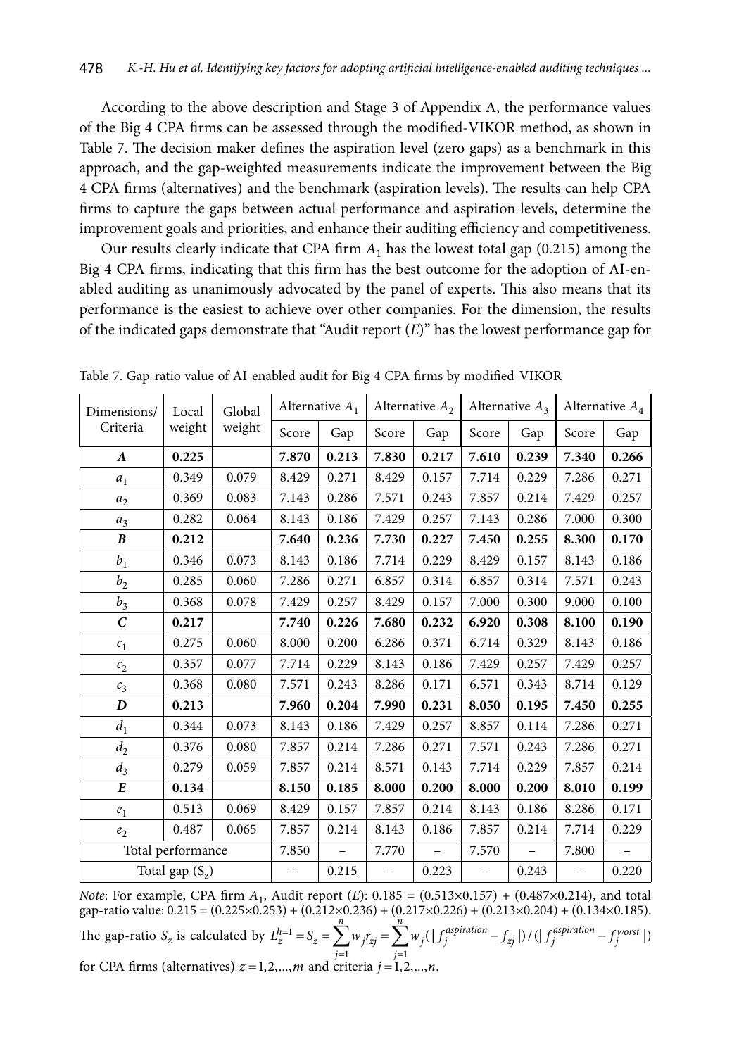According to the above description and Stage 3 of Appendix A, the performance values of the Big 4 CPA firms can be assessed through the modified-VIKOR method, as shown in Table 7. The decision maker defines the aspiration level (zero gaps) as a benchmark in this approach, and the gap-weighted measurements indicate the improvement between the Big 4 CPA firms (alternatives) and the benchmark (aspiration levels). The results can help CPA firms to capture the gaps between actual performance and aspiration levels, determine the improvement goals and priorities, and enhance their auditing efficiency and competitiveness.

Our results clearly indicate that CPA firm $A_1$ has the lowest total gap (0.215) among the Big 4 CPA firms, indicating that this firm has the best outcome for the adoption of AI-enabled auditing as unanimously advocated by the panel of experts. This also means that its performance is the easiest to achieve over other companies. For the dimension, the results of the indicated gaps demonstrate that "Audit report ($E$)" has the lowest performance gap for

Table 7. Gap-ratio value of AI-enabled audit for Big 4 CPA firms by modified-VIKOR

| Dimensions/ Criteria | Local weight | Global weight | Alternative $A_1$ | | Alternative $A_2$ | | Alternative $A_3$ | | Alternative $A_4$ | |
|---|---|---|---|---|---|---|---|---|---|---|
| | | | Score | Gap | Score | Gap | Score | Gap | Score | Gap |
| ***A*** | **0.225** | | **7.870** | **0.213** | **7.830** | **0.217** | **7.610** | **0.239** | **7.340** | **0.266** |
| $a_1$ | 0.349 | 0.079 | 8.429 | 0.271 | 8.429 | 0.157 | 7.714 | 0.229 | 7.286 | 0.271 |
| $a_2$ | 0.369 | 0.083 | 7.143 | 0.286 | 7.571 | 0.243 | 7.857 | 0.214 | 7.429 | 0.257 |
| $a_3$ | 0.282 | 0.064 | 8.143 | 0.186 | 7.429 | 0.257 | 7.143 | 0.286 | 7.000 | 0.300 |
| ***B*** | **0.212** | | **7.640** | **0.236** | **7.730** | **0.227** | **7.450** | **0.255** | **8.300** | **0.170** |
| $b_1$ | 0.346 | 0.073 | 8.143 | 0.186 | 7.714 | 0.229 | 8.429 | 0.157 | 8.143 | 0.186 |
| $b_2$ | 0.285 | 0.060 | 7.286 | 0.271 | 6.857 | 0.314 | 6.857 | 0.314 | 7.571 | 0.243 |
| $b_3$ | 0.368 | 0.078 | 7.429 | 0.257 | 8.429 | 0.157 | 7.000 | 0.300 | 9.000 | 0.100 |
| ***C*** | **0.217** | | **7.740** | **0.226** | **7.680** | **0.232** | **6.920** | **0.308** | **8.100** | **0.190** |
| $c_1$ | 0.275 | 0.060 | 8.000 | 0.200 | 6.286 | 0.371 | 6.714 | 0.329 | 8.143 | 0.186 |
| $c_2$ | 0.357 | 0.077 | 7.714 | 0.229 | 8.143 | 0.186 | 7.429 | 0.257 | 7.429 | 0.257 |
| $c_3$ | 0.368 | 0.080 | 7.571 | 0.243 | 8.286 | 0.171 | 6.571 | 0.343 | 8.714 | 0.129 |
| ***D*** | **0.213** | | **7.960** | **0.204** | **7.990** | **0.231** | **8.050** | **0.195** | **7.450** | **0.255** |
| $d_1$ | 0.344 | 0.073 | 8.143 | 0.186 | 7.429 | 0.257 | 8.857 | 0.114 | 7.286 | 0.271 |
| $d_2$ | 0.376 | 0.080 | 7.857 | 0.214 | 7.286 | 0.271 | 7.571 | 0.243 | 7.286 | 0.271 |
| $d_3$ | 0.279 | 0.059 | 7.857 | 0.214 | 8.571 | 0.143 | 7.714 | 0.229 | 7.857 | 0.214 |
| ***E*** | **0.134** | | **8.150** | **0.185** | **8.000** | **0.200** | **8.000** | **0.200** | **8.010** | **0.199** |
| $e_1$ | 0.513 | 0.069 | 8.429 | 0.157 | 7.857 | 0.214 | 8.143 | 0.186 | 8.286 | 0.171 |
| $e_2$ | 0.487 | 0.065 | 7.857 | 0.214 | 8.143 | 0.186 | 7.857 | 0.214 | 7.714 | 0.229 |
| Total performance | | | 7.850 | – | 7.770 | – | 7.570 | – | 7.800 | – |
| Total gap ($S_z$) | | | – | 0.215 | – | 0.223 | – | 0.243 | – | 0.220 |

*Note*: For example, CPA firm $A_1$, Audit report ($E$): 0.185 = (0.513×0.157) + (0.487×0.214), and total gap-ratio value: 0.215 = (0.225×0.253) + (0.212×0.236) + (0.217×0.226) + (0.213×0.204) + (0.134×0.185). The gap-ratio $S_z$ is calculated by $L_z^{h=1} = S_z = \sum_{j=1}^{n} w_j r_{zj} = \sum_{j=1}^{n} w_j (|f_j^{aspiration} - f_{zj}|)/(|f_j^{aspiration} - f_j^{worst}|)$ for CPA firms (alternatives) $z = 1,2,...,m$ and criteria $j = 1,2,...,n$.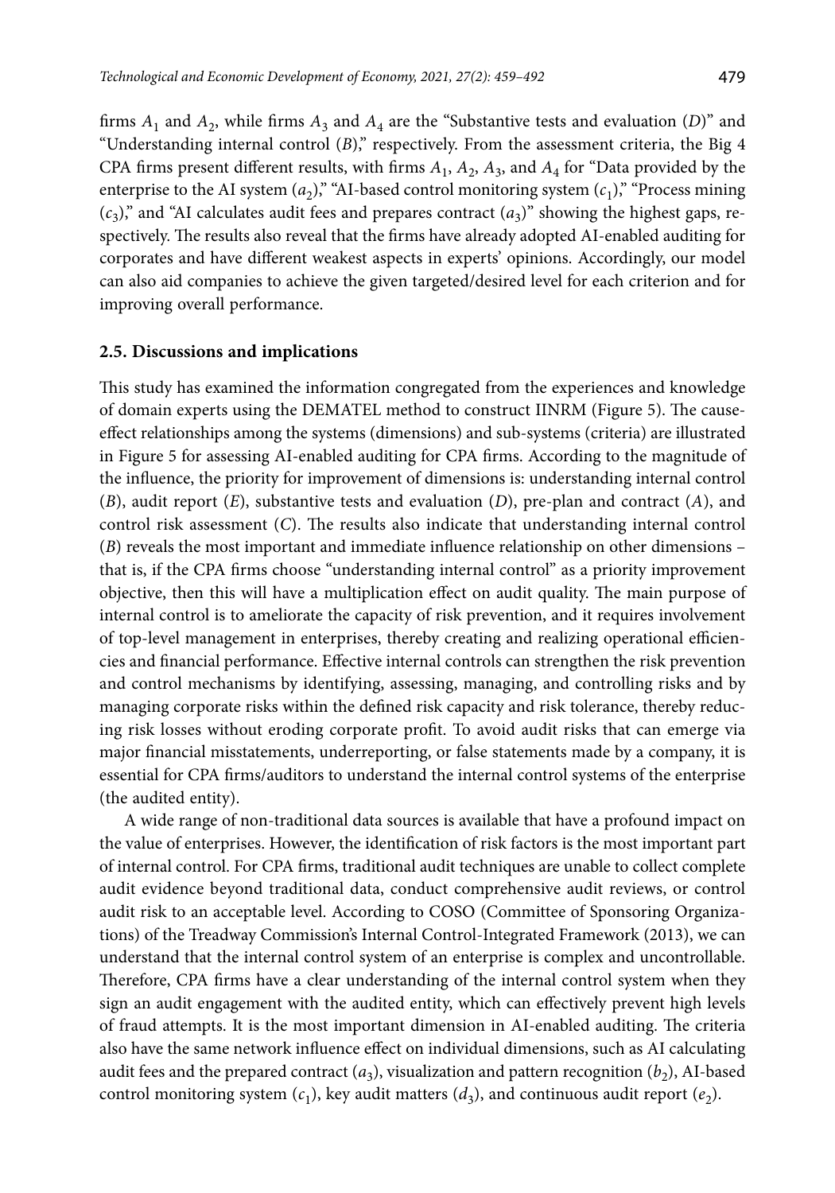firms $A_1$ and $A_2$, while firms $A_3$ and $A_4$ are the "Substantive tests and evaluation ($D$)" and "Understanding internal control ($B$)," respectively. From the assessment criteria, the Big 4 CPA firms present different results, with firms $A_1$, $A_2$, $A_3$, and $A_4$ for "Data provided by the enterprise to the AI system ($a_2$)," "AI-based control monitoring system ($c_1$)," "Process mining ($c_3$)," and "AI calculates audit fees and prepares contract ($a_3$)" showing the highest gaps, respectively. The results also reveal that the firms have already adopted AI-enabled auditing for corporates and have different weakest aspects in experts' opinions. Accordingly, our model can also aid companies to achieve the given targeted/desired level for each criterion and for improving overall performance.

### 2.5. Discussions and implications

This study has examined the information congregated from the experiences and knowledge of domain experts using the DEMATEL method to construct IINRM (Figure 5). The cause-effect relationships among the systems (dimensions) and sub-systems (criteria) are illustrated in Figure 5 for assessing AI-enabled auditing for CPA firms. According to the magnitude of the influence, the priority for improvement of dimensions is: understanding internal control ($B$), audit report ($E$), substantive tests and evaluation ($D$), pre-plan and contract ($A$), and control risk assessment ($C$). The results also indicate that understanding internal control ($B$) reveals the most important and immediate influence relationship on other dimensions – that is, if the CPA firms choose "understanding internal control" as a priority improvement objective, then this will have a multiplication effect on audit quality. The main purpose of internal control is to ameliorate the capacity of risk prevention, and it requires involvement of top-level management in enterprises, thereby creating and realizing operational efficiencies and financial performance. Effective internal controls can strengthen the risk prevention and control mechanisms by identifying, assessing, managing, and controlling risks and by managing corporate risks within the defined risk capacity and risk tolerance, thereby reducing risk losses without eroding corporate profit. To avoid audit risks that can emerge via major financial misstatements, underreporting, or false statements made by a company, it is essential for CPA firms/auditors to understand the internal control systems of the enterprise (the audited entity).

A wide range of non-traditional data sources is available that have a profound impact on the value of enterprises. However, the identification of risk factors is the most important part of internal control. For CPA firms, traditional audit techniques are unable to collect complete audit evidence beyond traditional data, conduct comprehensive audit reviews, or control audit risk to an acceptable level. According to COSO (Committee of Sponsoring Organizations) of the Treadway Commission's Internal Control-Integrated Framework (2013), we can understand that the internal control system of an enterprise is complex and uncontrollable. Therefore, CPA firms have a clear understanding of the internal control system when they sign an audit engagement with the audited entity, which can effectively prevent high levels of fraud attempts. It is the most important dimension in AI-enabled auditing. The criteria also have the same network influence effect on individual dimensions, such as AI calculating audit fees and the prepared contract ($a_3$), visualization and pattern recognition ($b_2$), AI-based control monitoring system ($c_1$), key audit matters ($d_3$), and continuous audit report ($e_2$).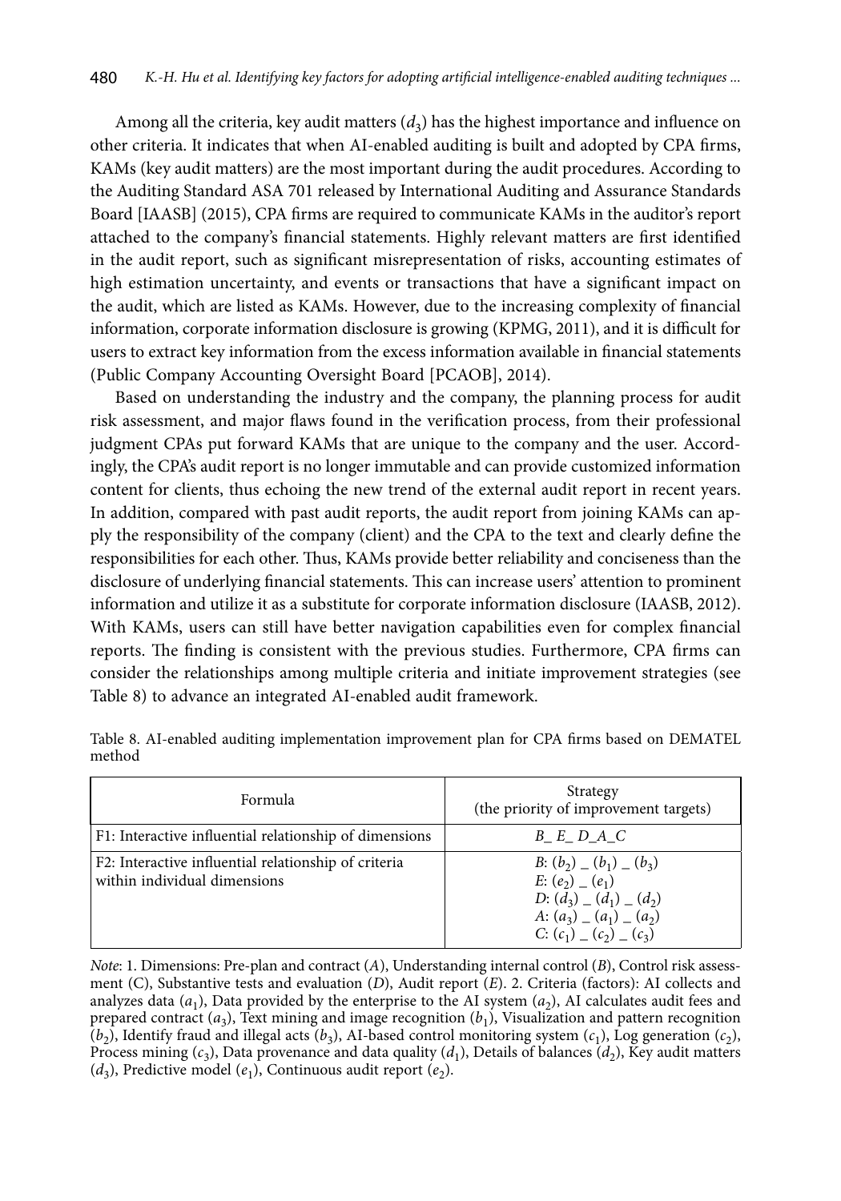Among all the criteria, key audit matters ($d_3$) has the highest importance and influence on other criteria. It indicates that when AI-enabled auditing is built and adopted by CPA firms, KAMs (key audit matters) are the most important during the audit procedures. According to the Auditing Standard ASA 701 released by International Auditing and Assurance Standards Board [IAASB] (2015), CPA firms are required to communicate KAMs in the auditor's report attached to the company's financial statements. Highly relevant matters are first identified in the audit report, such as significant misrepresentation of risks, accounting estimates of high estimation uncertainty, and events or transactions that have a significant impact on the audit, which are listed as KAMs. However, due to the increasing complexity of financial information, corporate information disclosure is growing (KPMG, 2011), and it is difficult for users to extract key information from the excess information available in financial statements (Public Company Accounting Oversight Board [PCAOB], 2014).

Based on understanding the industry and the company, the planning process for audit risk assessment, and major flaws found in the verification process, from their professional judgment CPAs put forward KAMs that are unique to the company and the user. Accordingly, the CPA's audit report is no longer immutable and can provide customized information content for clients, thus echoing the new trend of the external audit report in recent years. In addition, compared with past audit reports, the audit report from joining KAMs can apply the responsibility of the company (client) and the CPA to the text and clearly define the responsibilities for each other. Thus, KAMs provide better reliability and conciseness than the disclosure of underlying financial statements. This can increase users' attention to prominent information and utilize it as a substitute for corporate information disclosure (IAASB, 2012). With KAMs, users can still have better navigation capabilities even for complex financial reports. The finding is consistent with the previous studies. Furthermore, CPA firms can consider the relationships among multiple criteria and initiate improvement strategies (see Table 8) to advance an integrated AI-enabled audit framework.

Table 8. AI-enabled auditing implementation improvement plan for CPA firms based on DEMATEL method

| Formula | Strategy (the priority of improvement targets) |
|---|---|
| F1: Interactive influential relationship of dimensions | *B*_ *E*_ *D*_*A*_*C* |
| F2: Interactive influential relationship of criteria within individual dimensions | *B*: $(b_2)$ _ $(b_1)$ _ $(b_3)$<br>*E*: $(e_2)$ _ $(e_1)$<br>*D*: $(d_3)$ _ $(d_1)$ _ $(d_2)$<br>*A*: $(a_3)$ _ $(a_1)$ _ $(a_2)$<br>*C*: $(c_1)$ _ $(c_2)$ _ $(c_3)$ |

*Note*: 1. Dimensions: Pre-plan and contract (*A*), Understanding internal control (*B*), Control risk assessment (C), Substantive tests and evaluation (*D*), Audit report (*E*). 2. Criteria (factors): AI collects and analyzes data ($a_1$), Data provided by the enterprise to the AI system ($a_2$), AI calculates audit fees and prepared contract ($a_3$), Text mining and image recognition ($b_1$), Visualization and pattern recognition ($b_2$), Identify fraud and illegal acts ($b_3$), AI-based control monitoring system ($c_1$), Log generation ($c_2$), Process mining ($c_3$), Data provenance and data quality ($d_1$), Details of balances ($d_2$), Key audit matters ($d_3$), Predictive model ($e_1$), Continuous audit report ($e_2$).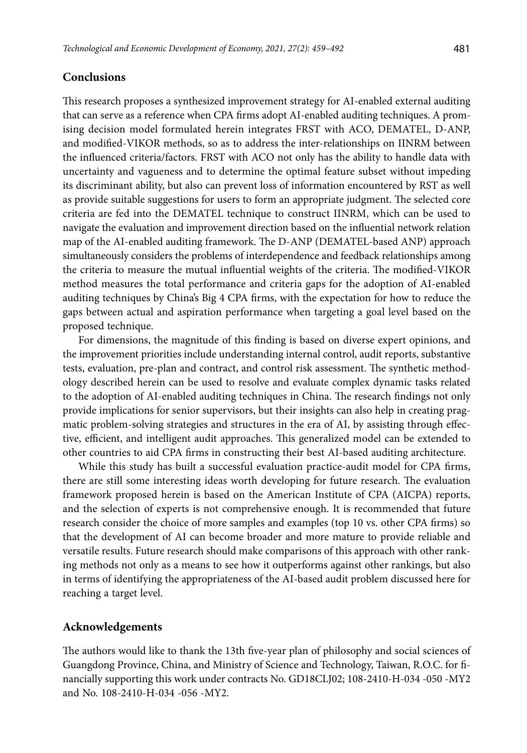## Conclusions

This research proposes a synthesized improvement strategy for AI-enabled external auditing that can serve as a reference when CPA firms adopt AI-enabled auditing techniques. A promising decision model formulated herein integrates FRST with ACO, DEMATEL, D-ANP, and modified-VIKOR methods, so as to address the inter-relationships on IINRM between the influenced criteria/factors. FRST with ACO not only has the ability to handle data with uncertainty and vagueness and to determine the optimal feature subset without impeding its discriminant ability, but also can prevent loss of information encountered by RST as well as provide suitable suggestions for users to form an appropriate judgment. The selected core criteria are fed into the DEMATEL technique to construct IINRM, which can be used to navigate the evaluation and improvement direction based on the influential network relation map of the AI-enabled auditing framework. The D-ANP (DEMATEL-based ANP) approach simultaneously considers the problems of interdependence and feedback relationships among the criteria to measure the mutual influential weights of the criteria. The modified-VIKOR method measures the total performance and criteria gaps for the adoption of AI-enabled auditing techniques by China's Big 4 CPA firms, with the expectation for how to reduce the gaps between actual and aspiration performance when targeting a goal level based on the proposed technique.

For dimensions, the magnitude of this finding is based on diverse expert opinions, and the improvement priorities include understanding internal control, audit reports, substantive tests, evaluation, pre-plan and contract, and control risk assessment. The synthetic methodology described herein can be used to resolve and evaluate complex dynamic tasks related to the adoption of AI-enabled auditing techniques in China. The research findings not only provide implications for senior supervisors, but their insights can also help in creating pragmatic problem-solving strategies and structures in the era of AI, by assisting through effective, efficient, and intelligent audit approaches. This generalized model can be extended to other countries to aid CPA firms in constructing their best AI-based auditing architecture.

While this study has built a successful evaluation practice-audit model for CPA firms, there are still some interesting ideas worth developing for future research. The evaluation framework proposed herein is based on the American Institute of CPA (AICPA) reports, and the selection of experts is not comprehensive enough. It is recommended that future research consider the choice of more samples and examples (top 10 vs. other CPA firms) so that the development of AI can become broader and more mature to provide reliable and versatile results. Future research should make comparisons of this approach with other ranking methods not only as a means to see how it outperforms against other rankings, but also in terms of identifying the appropriateness of the AI-based audit problem discussed here for reaching a target level.

## Acknowledgements

The authors would like to thank the 13th five-year plan of philosophy and social sciences of Guangdong Province, China, and Ministry of Science and Technology, Taiwan, R.O.C. for financially supporting this work under contracts No. GD18CLJ02; 108-2410-H-034 -050 -MY2 and No. 108-2410-H-034 -056 -MY2.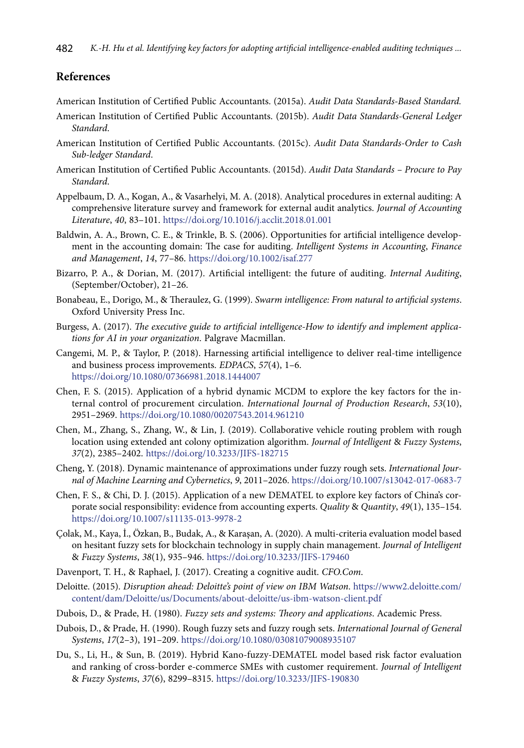## References

American Institution of Certified Public Accountants. (2015a). *Audit Data Standards-Based Standard.*

American Institution of Certified Public Accountants. (2015b). *Audit Data Standards-General Ledger Standard.*

American Institution of Certified Public Accountants. (2015c). *Audit Data Standards-Order to Cash Sub-ledger Standard*.

American Institution of Certified Public Accountants. (2015d). *Audit Data Standards – Procure to Pay Standard*.

Appelbaum, D. A., Kogan, A., & Vasarhelyi, M. A. (2018). Analytical procedures in external auditing: A comprehensive literature survey and framework for external audit analytics. *Journal of Accounting Literature*, *40*, 83–101. https://doi.org/10.1016/j.acclit.2018.01.001

Baldwin, A. A., Brown, C. E., & Trinkle, B. S. (2006). Opportunities for artificial intelligence development in the accounting domain: The case for auditing. *Intelligent Systems in Accounting*, *Finance and Management*, *14*, 77–86. https://doi.org/10.1002/isaf.277

Bizarro, P. A., & Dorian, M. (2017). Artificial intelligent: the future of auditing. *Internal Auditing*, (September/October), 21–26.

Bonabeau, E., Dorigo, M., & Theraulez, G. (1999). *Swarm intelligence: From natural to artificial systems*. Oxford University Press Inc.

Burgess, A. (2017). *The executive guide to artificial intelligence-How to identify and implement applications for AI in your organization*. Palgrave Macmillan.

Cangemi, M. P., & Taylor, P. (2018). Harnessing artificial intelligence to deliver real-time intelligence and business process improvements. *EDPACS*, *57*(4), 1–6. https://doi.org/10.1080/07366981.2018.1444007

Chen, F. S. (2015). Application of a hybrid dynamic MCDM to explore the key factors for the internal control of procurement circulation. *International Journal of Production Research*, *53*(10), 2951–2969. https://doi.org/10.1080/00207543.2014.961210

Chen, M., Zhang, S., Zhang, W., & Lin, J. (2019). Collaborative vehicle routing problem with rough location using extended ant colony optimization algorithm. *Journal of Intelligent* & *Fuzzy Systems*, *37*(2), 2385–2402. https://doi.org/10.3233/JIFS-182715

Cheng, Y. (2018). Dynamic maintenance of approximations under fuzzy rough sets. *International Journal of Machine Learning and Cybernetics*, *9*, 2011–2026. https://doi.org/10.1007/s13042-017-0683-7

Chen, F. S., & Chi, D. J. (2015). Application of a new DEMATEL to explore key factors of China's corporate social responsibility: evidence from accounting experts. *Quality* & *Quantity*, *49*(1), 135–154. https://doi.org/10.1007/s11135-013-9978-2

Çolak, M., Kaya, İ., Özkan, B., Budak, A., & Karaşan, A. (2020). A multi-criteria evaluation model based on hesitant fuzzy sets for blockchain technology in supply chain management. *Journal of Intelligent* & *Fuzzy Systems*, *38*(1), 935–946. https://doi.org/10.3233/JIFS-179460

Davenport, T. H., & Raphael, J. (2017). Creating a cognitive audit. *CFO.Com*.

Deloitte. (2015). *Disruption ahead: Deloitte's point of view on IBM Watson*. https://www2.deloitte.com/content/dam/Deloitte/us/Documents/about-deloitte/us-ibm-watson-client.pdf

Dubois, D., & Prade, H. (1980). *Fuzzy sets and systems: Theory and applications*. Academic Press.

Dubois, D., & Prade, H. (1990). Rough fuzzy sets and fuzzy rough sets. *International Journal of General Systems*, *17*(2–3), 191–209. https://doi.org/10.1080/03081079008935107

Du, S., Li, H., & Sun, B. (2019). Hybrid Kano-fuzzy-DEMATEL model based risk factor evaluation and ranking of cross-border e-commerce SMEs with customer requirement. *Journal of Intelligent* & *Fuzzy Systems*, *37*(6), 8299–8315. https://doi.org/10.3233/JIFS-190830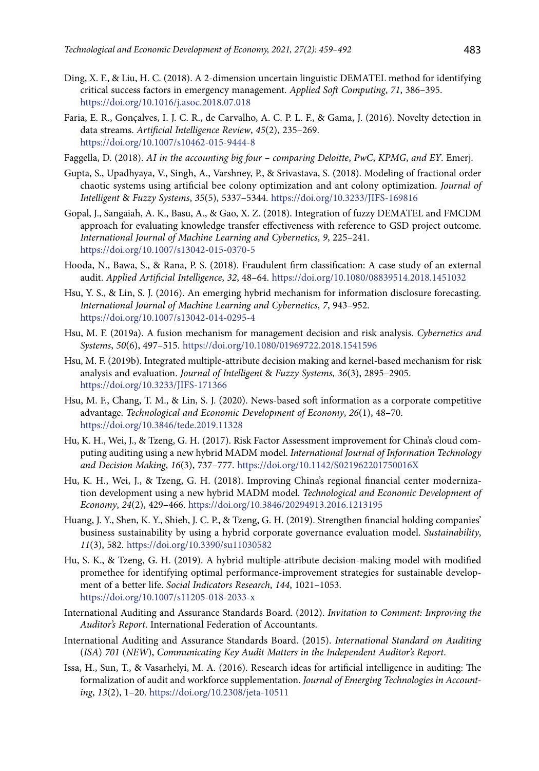Ding, X. F., & Liu, H. C. (2018). A 2-dimension uncertain linguistic DEMATEL method for identifying critical success factors in emergency management. *Applied Soft Computing*, *71*, 386–395. https://doi.org/10.1016/j.asoc.2018.07.018

Faria, E. R., Gonçalves, I. J. C. R., de Carvalho, A. C. P. L. F., & Gama, J. (2016). Novelty detection in data streams. *Artificial Intelligence Review*, *45*(2), 235–269. https://doi.org/10.1007/s10462-015-9444-8

Faggella, D. (2018). *AI in the accounting big four – comparing Deloitte*, *PwC*, *KPMG*, *and EY*. Emerj.

Gupta, S., Upadhyaya, V., Singh, A., Varshney, P., & Srivastava, S. (2018). Modeling of fractional order chaotic systems using artificial bee colony optimization and ant colony optimization. *Journal of Intelligent & Fuzzy Systems*, *35*(5), 5337–5344. https://doi.org/10.3233/JIFS-169816

Gopal, J., Sangaiah, A. K., Basu, A., & Gao, X. Z. (2018). Integration of fuzzy DEMATEL and FMCDM approach for evaluating knowledge transfer effectiveness with reference to GSD project outcome. *International Journal of Machine Learning and Cybernetics*, *9*, 225–241. https://doi.org/10.1007/s13042-015-0370-5

Hooda, N., Bawa, S., & Rana, P. S. (2018). Fraudulent firm classification: A case study of an external audit. *Applied Artificial Intelligence*, *32*, 48–64. https://doi.org/10.1080/08839514.2018.1451032

Hsu, Y. S., & Lin, S. J. (2016). An emerging hybrid mechanism for information disclosure forecasting. *International Journal of Machine Learning and Cybernetics*, *7*, 943–952. https://doi.org/10.1007/s13042-014-0295-4

Hsu, M. F. (2019a). A fusion mechanism for management decision and risk analysis. *Cybernetics and Systems*, *50*(6), 497–515. https://doi.org/10.1080/01969722.2018.1541596

Hsu, M. F. (2019b). Integrated multiple-attribute decision making and kernel-based mechanism for risk analysis and evaluation. *Journal of Intelligent & Fuzzy Systems*, *36*(3), 2895–2905. https://doi.org/10.3233/JIFS-171366

Hsu, M. F., Chang, T. M., & Lin, S. J. (2020). News-based soft information as a corporate competitive advantage. *Technological and Economic Development of Economy*, *26*(1), 48–70. https://doi.org/10.3846/tede.2019.11328

Hu, K. H., Wei, J., & Tzeng, G. H. (2017). Risk Factor Assessment improvement for China's cloud computing auditing using a new hybrid MADM model. *International Journal of Information Technology and Decision Making*, *16*(3), 737–777. https://doi.org/10.1142/S021962201750016X

Hu, K. H., Wei, J., & Tzeng, G. H. (2018). Improving China's regional financial center modernization development using a new hybrid MADM model. *Technological and Economic Development of Economy*, *24*(2), 429–466. https://doi.org/10.3846/20294913.2016.1213195

Huang, J. Y., Shen, K. Y., Shieh, J. C. P., & Tzeng, G. H. (2019). Strengthen financial holding companies' business sustainability by using a hybrid corporate governance evaluation model. *Sustainability*, *11*(3), 582. https://doi.org/10.3390/su11030582

Hu, S. K., & Tzeng, G. H. (2019). A hybrid multiple-attribute decision-making model with modified promethee for identifying optimal performance-improvement strategies for sustainable development of a better life. *Social Indicators Research*, *144*, 1021–1053. https://doi.org/10.1007/s11205-018-2033-x

International Auditing and Assurance Standards Board. (2012). *Invitation to Comment: Improving the Auditor's Report*. International Federation of Accountants.

International Auditing and Assurance Standards Board. (2015). *International Standard on Auditing* (*ISA*) *701* (*NEW*), *Communicating Key Audit Matters in the Independent Auditor's Report*.

Issa, H., Sun, T., & Vasarhelyi, M. A. (2016). Research ideas for artificial intelligence in auditing: The formalization of audit and workforce supplementation. *Journal of Emerging Technologies in Accounting*, *13*(2), 1–20. https://doi.org/10.2308/jeta-10511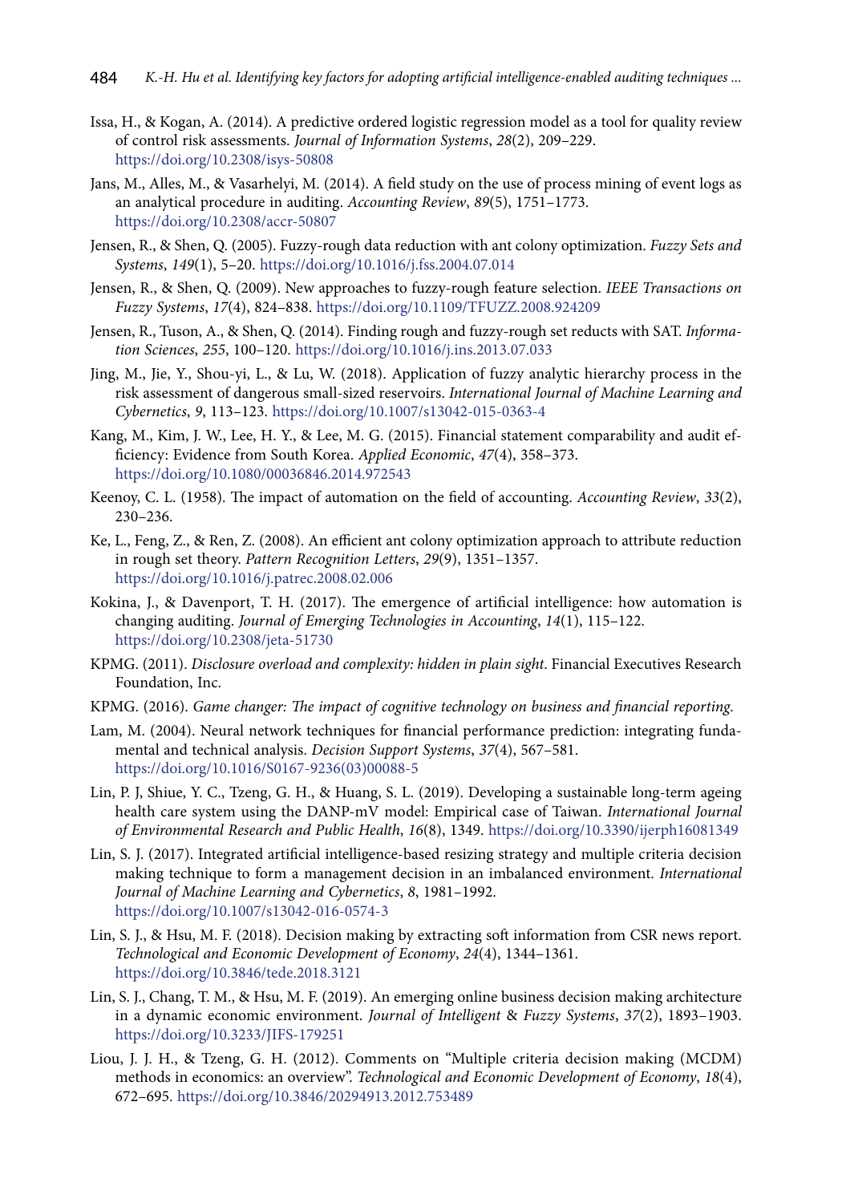Issa, H., & Kogan, A. (2014). A predictive ordered logistic regression model as a tool for quality review of control risk assessments. *Journal of Information Systems*, *28*(2), 209–229. https://doi.org/10.2308/isys-50808

Jans, M., Alles, M., & Vasarhelyi, M. (2014). A field study on the use of process mining of event logs as an analytical procedure in auditing. *Accounting Review*, *89*(5), 1751–1773. https://doi.org/10.2308/accr-50807

Jensen, R., & Shen, Q. (2005). Fuzzy-rough data reduction with ant colony optimization. *Fuzzy Sets and Systems*, *149*(1), 5–20. https://doi.org/10.1016/j.fss.2004.07.014

Jensen, R., & Shen, Q. (2009). New approaches to fuzzy-rough feature selection. *IEEE Transactions on Fuzzy Systems*, *17*(4), 824–838. https://doi.org/10.1109/TFUZZ.2008.924209

Jensen, R., Tuson, A., & Shen, Q. (2014). Finding rough and fuzzy-rough set reducts with SAT. *Information Sciences*, *255*, 100–120. https://doi.org/10.1016/j.ins.2013.07.033

Jing, M., Jie, Y., Shou-yi, L., & Lu, W. (2018). Application of fuzzy analytic hierarchy process in the risk assessment of dangerous small-sized reservoirs. *International Journal of Machine Learning and Cybernetics*, *9*, 113–123. https://doi.org/10.1007/s13042-015-0363-4

Kang, M., Kim, J. W., Lee, H. Y., & Lee, M. G. (2015). Financial statement comparability and audit efficiency: Evidence from South Korea. *Applied Economic*, *47*(4), 358–373. https://doi.org/10.1080/00036846.2014.972543

Keenoy, C. L. (1958). The impact of automation on the field of accounting. *Accounting Review*, *33*(2), 230–236.

Ke, L., Feng, Z., & Ren, Z. (2008). An efficient ant colony optimization approach to attribute reduction in rough set theory. *Pattern Recognition Letters*, *29*(9), 1351–1357. https://doi.org/10.1016/j.patrec.2008.02.006

Kokina, J., & Davenport, T. H. (2017). The emergence of artificial intelligence: how automation is changing auditing. *Journal of Emerging Technologies in Accounting*, *14*(1), 115–122. https://doi.org/10.2308/jeta-51730

KPMG. (2011). *Disclosure overload and complexity: hidden in plain sight*. Financial Executives Research Foundation, Inc.

KPMG. (2016). *Game changer: The impact of cognitive technology on business and financial reporting.*

Lam, M. (2004). Neural network techniques for financial performance prediction: integrating fundamental and technical analysis. *Decision Support Systems*, *37*(4), 567–581. https://doi.org/10.1016/S0167-9236(03)00088-5

Lin, P. J, Shiue, Y. C., Tzeng, G. H., & Huang, S. L. (2019). Developing a sustainable long-term ageing health care system using the DANP-mV model: Empirical case of Taiwan. *International Journal of Environmental Research and Public Health*, *16*(8), 1349. https://doi.org/10.3390/ijerph16081349

Lin, S. J. (2017). Integrated artificial intelligence-based resizing strategy and multiple criteria decision making technique to form a management decision in an imbalanced environment. *International Journal of Machine Learning and Cybernetics*, *8*, 1981–1992. https://doi.org/10.1007/s13042-016-0574-3

Lin, S. J., & Hsu, M. F. (2018). Decision making by extracting soft information from CSR news report. *Technological and Economic Development of Economy*, *24*(4), 1344–1361. https://doi.org/10.3846/tede.2018.3121

Lin, S. J., Chang, T. M., & Hsu, M. F. (2019). An emerging online business decision making architecture in a dynamic economic environment. *Journal of Intelligent & Fuzzy Systems*, *37*(2), 1893–1903. https://doi.org/10.3233/JIFS-179251

Liou, J. J. H., & Tzeng, G. H. (2012). Comments on "Multiple criteria decision making (MCDM) methods in economics: an overview". *Technological and Economic Development of Economy*, *18*(4), 672–695. https://doi.org/10.3846/20294913.2012.753489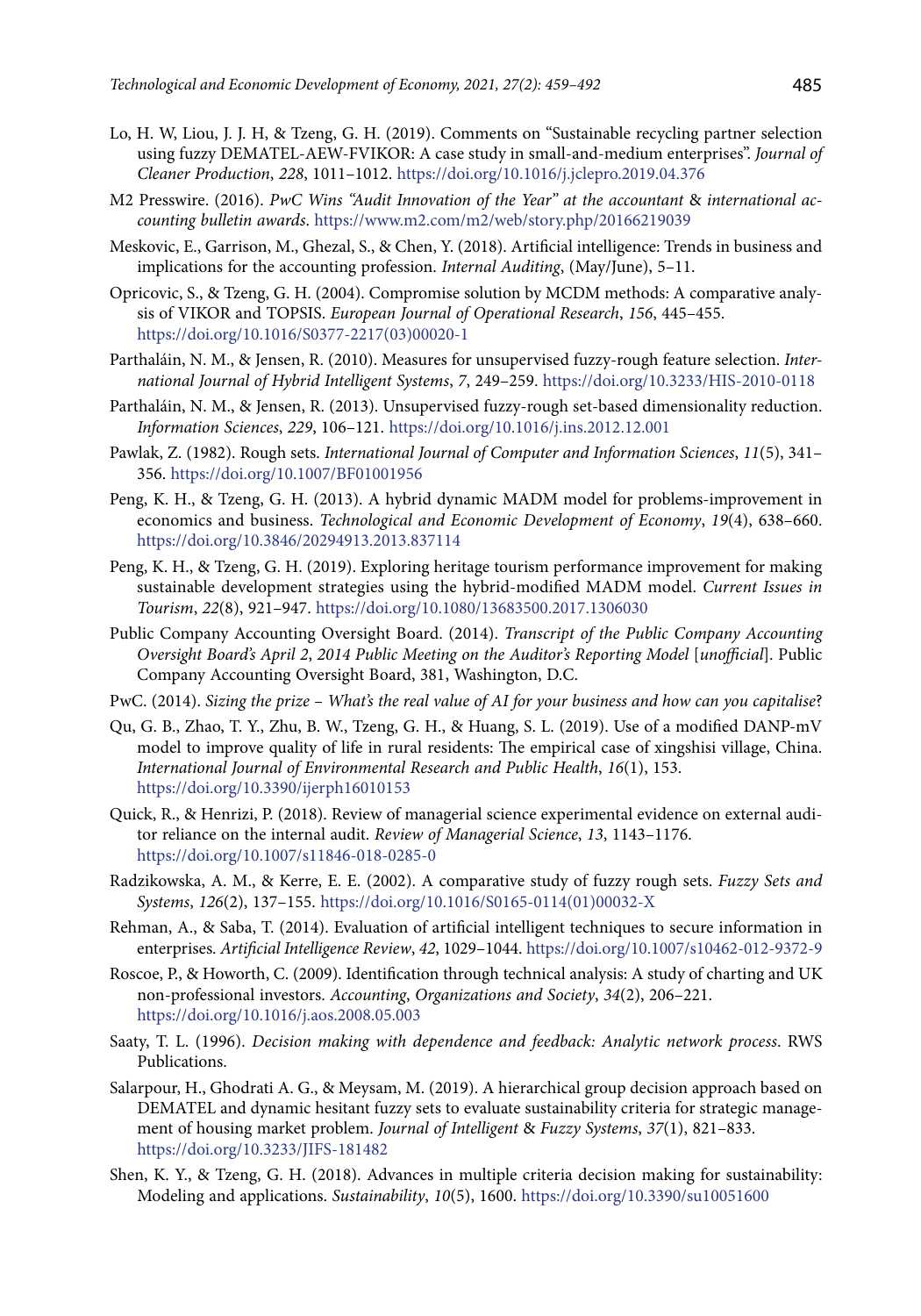Lo, H. W, Liou, J. J. H, & Tzeng, G. H. (2019). Comments on "Sustainable recycling partner selection using fuzzy DEMATEL-AEW-FVIKOR: A case study in small-and-medium enterprises". *Journal of Cleaner Production*, *228*, 1011–1012. https://doi.org/10.1016/j.jclepro.2019.04.376

M2 Presswire. (2016). *PwC Wins "Audit Innovation of the Year" at the accountant & international accounting bulletin awards*. https://www.m2.com/m2/web/story.php/20166219039

Meskovic, E., Garrison, M., Ghezal, S., & Chen, Y. (2018). Artificial intelligence: Trends in business and implications for the accounting profession. *Internal Auditing*, (May/June), 5–11.

Opricovic, S., & Tzeng, G. H. (2004). Compromise solution by MCDM methods: A comparative analysis of VIKOR and TOPSIS. *European Journal of Operational Research*, *156*, 445–455. https://doi.org/10.1016/S0377-2217(03)00020-1

Parthaláin, N. M., & Jensen, R. (2010). Measures for unsupervised fuzzy-rough feature selection. *International Journal of Hybrid Intelligent Systems*, *7*, 249–259. https://doi.org/10.3233/HIS-2010-0118

Parthaláin, N. M., & Jensen, R. (2013). Unsupervised fuzzy-rough set-based dimensionality reduction. *Information Sciences*, *229*, 106–121. https://doi.org/10.1016/j.ins.2012.12.001

Pawlak, Z. (1982). Rough sets. *International Journal of Computer and Information Sciences*, *11*(5), 341–356. https://doi.org/10.1007/BF01001956

Peng, K. H., & Tzeng, G. H. (2013). A hybrid dynamic MADM model for problems-improvement in economics and business. *Technological and Economic Development of Economy*, *19*(4), 638–660. https://doi.org/10.3846/20294913.2013.837114

Peng, K. H., & Tzeng, G. H. (2019). Exploring heritage tourism performance improvement for making sustainable development strategies using the hybrid-modified MADM model. *Current Issues in Tourism*, *22*(8), 921–947. https://doi.org/10.1080/13683500.2017.1306030

Public Company Accounting Oversight Board. (2014). *Transcript of the Public Company Accounting Oversight Board's April 2, 2014 Public Meeting on the Auditor's Reporting Model* [*unofficial*]. Public Company Accounting Oversight Board, 381, Washington, D.C.

PwC. (2014). *Sizing the prize – What's the real value of AI for your business and how can you capitalise*?

Qu, G. B., Zhao, T. Y., Zhu, B. W., Tzeng, G. H., & Huang, S. L. (2019). Use of a modified DANP-mV model to improve quality of life in rural residents: The empirical case of xingshisi village, China. *International Journal of Environmental Research and Public Health*, *16*(1), 153. https://doi.org/10.3390/ijerph16010153

Quick, R., & Henrizi, P. (2018). Review of managerial science experimental evidence on external auditor reliance on the internal audit. *Review of Managerial Science*, *13*, 1143–1176. https://doi.org/10.1007/s11846-018-0285-0

Radzikowska, A. M., & Kerre, E. E. (2002). A comparative study of fuzzy rough sets. *Fuzzy Sets and Systems*, *126*(2), 137–155. https://doi.org/10.1016/S0165-0114(01)00032-X

Rehman, A., & Saba, T. (2014). Evaluation of artificial intelligent techniques to secure information in enterprises. *Artificial Intelligence Review*, *42*, 1029–1044. https://doi.org/10.1007/s10462-012-9372-9

Roscoe, P., & Howorth, C. (2009). Identification through technical analysis: A study of charting and UK non-professional investors. *Accounting, Organizations and Society*, *34*(2), 206–221. https://doi.org/10.1016/j.aos.2008.05.003

Saaty, T. L. (1996). *Decision making with dependence and feedback: Analytic network process*. RWS Publications.

Salarpour, H., Ghodrati A. G., & Meysam, M. (2019). A hierarchical group decision approach based on DEMATEL and dynamic hesitant fuzzy sets to evaluate sustainability criteria for strategic management of housing market problem. *Journal of Intelligent & Fuzzy Systems*, *37*(1), 821–833. https://doi.org/10.3233/JIFS-181482

Shen, K. Y., & Tzeng, G. H. (2018). Advances in multiple criteria decision making for sustainability: Modeling and applications. *Sustainability*, *10*(5), 1600. https://doi.org/10.3390/su10051600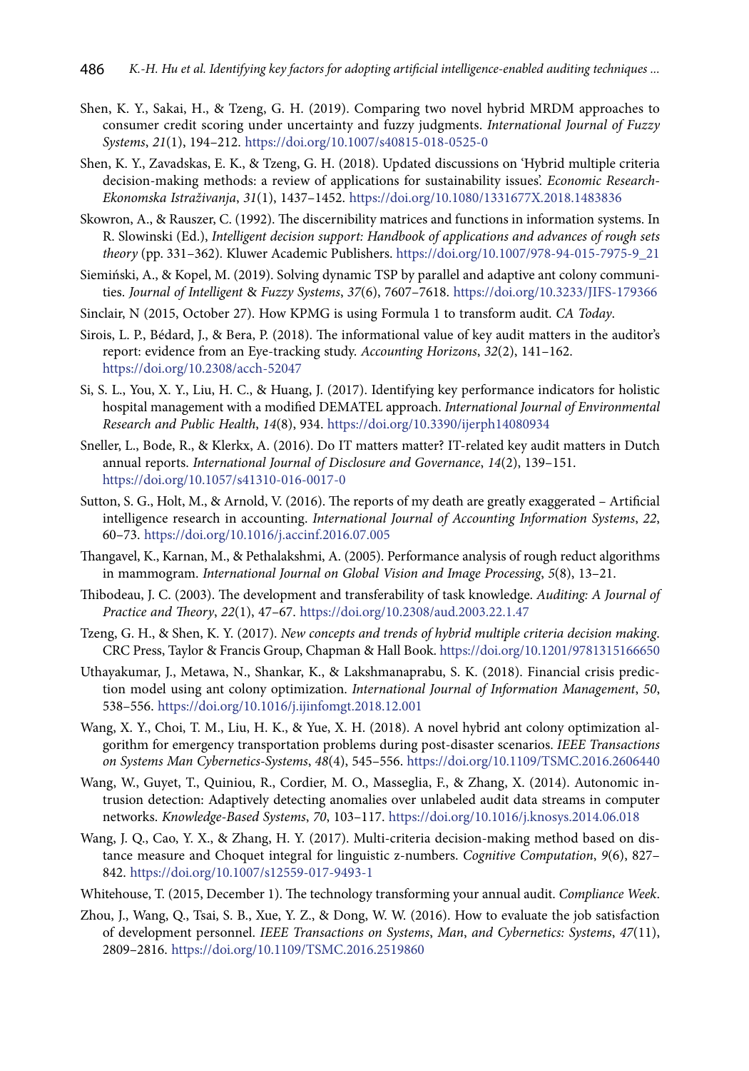Shen, K. Y., Sakai, H., & Tzeng, G. H. (2019). Comparing two novel hybrid MRDM approaches to consumer credit scoring under uncertainty and fuzzy judgments. *International Journal of Fuzzy Systems*, *21*(1), 194–212. https://doi.org/10.1007/s40815-018-0525-0

Shen, K. Y., Zavadskas, E. K., & Tzeng, G. H. (2018). Updated discussions on 'Hybrid multiple criteria decision-making methods: a review of applications for sustainability issues'. *Economic Research-Ekonomska Istraživanja*, *31*(1), 1437–1452. https://doi.org/10.1080/1331677X.2018.1483836

Skowron, A., & Rauszer, C. (1992). The discernibility matrices and functions in information systems. In R. Slowinski (Ed.), *Intelligent decision support: Handbook of applications and advances of rough sets theory* (pp. 331–362). Kluwer Academic Publishers. https://doi.org/10.1007/978-94-015-7975-9_21

Siemiński, A., & Kopel, M. (2019). Solving dynamic TSP by parallel and adaptive ant colony communities. *Journal of Intelligent & Fuzzy Systems*, *37*(6), 7607–7618. https://doi.org/10.3233/JIFS-179366

Sinclair, N (2015, October 27). How KPMG is using Formula 1 to transform audit. *CA Today*.

Sirois, L. P., Bédard, J., & Bera, P. (2018). The informational value of key audit matters in the auditor's report: evidence from an Eye-tracking study. *Accounting Horizons*, *32*(2), 141–162. https://doi.org/10.2308/acch-52047

Si, S. L., You, X. Y., Liu, H. C., & Huang, J. (2017). Identifying key performance indicators for holistic hospital management with a modified DEMATEL approach. *International Journal of Environmental Research and Public Health*, *14*(8), 934. https://doi.org/10.3390/ijerph14080934

Sneller, L., Bode, R., & Klerkx, A. (2016). Do IT matters matter? IT-related key audit matters in Dutch annual reports. *International Journal of Disclosure and Governance*, *14*(2), 139–151. https://doi.org/10.1057/s41310-016-0017-0

Sutton, S. G., Holt, M., & Arnold, V. (2016). The reports of my death are greatly exaggerated – Artificial intelligence research in accounting. *International Journal of Accounting Information Systems*, *22*, 60–73. https://doi.org/10.1016/j.accinf.2016.07.005

Thangavel, K., Karnan, M., & Pethalakshmi, A. (2005). Performance analysis of rough reduct algorithms in mammogram. *International Journal on Global Vision and Image Processing*, *5*(8), 13–21.

Thibodeau, J. C. (2003). The development and transferability of task knowledge. *Auditing: A Journal of Practice and Theory*, *22*(1), 47–67. https://doi.org/10.2308/aud.2003.22.1.47

Tzeng, G. H., & Shen, K. Y. (2017). *New concepts and trends of hybrid multiple criteria decision making*. CRC Press, Taylor & Francis Group, Chapman & Hall Book. https://doi.org/10.1201/9781315166650

Uthayakumar, J., Metawa, N., Shankar, K., & Lakshmanaprabu, S. K. (2018). Financial crisis prediction model using ant colony optimization. *International Journal of Information Management*, *50*, 538–556. https://doi.org/10.1016/j.ijinfomgt.2018.12.001

Wang, X. Y., Choi, T. M., Liu, H. K., & Yue, X. H. (2018). A novel hybrid ant colony optimization algorithm for emergency transportation problems during post-disaster scenarios. *IEEE Transactions on Systems Man Cybernetics-Systems*, *48*(4), 545–556. https://doi.org/10.1109/TSMC.2016.2606440

Wang, W., Guyet, T., Quiniou, R., Cordier, M. O., Masseglia, F., & Zhang, X. (2014). Autonomic intrusion detection: Adaptively detecting anomalies over unlabeled audit data streams in computer networks. *Knowledge-Based Systems*, *70*, 103–117. https://doi.org/10.1016/j.knosys.2014.06.018

Wang, J. Q., Cao, Y. X., & Zhang, H. Y. (2017). Multi-criteria decision-making method based on distance measure and Choquet integral for linguistic z-numbers. *Cognitive Computation*, *9*(6), 827–842. https://doi.org/10.1007/s12559-017-9493-1

Whitehouse, T. (2015, December 1). The technology transforming your annual audit. *Compliance Week*.

Zhou, J., Wang, Q., Tsai, S. B., Xue, Y. Z., & Dong, W. W. (2016). How to evaluate the job satisfaction of development personnel. *IEEE Transactions on Systems*, *Man*, *and Cybernetics: Systems*, *47*(11), 2809–2816. https://doi.org/10.1109/TSMC.2016.2519860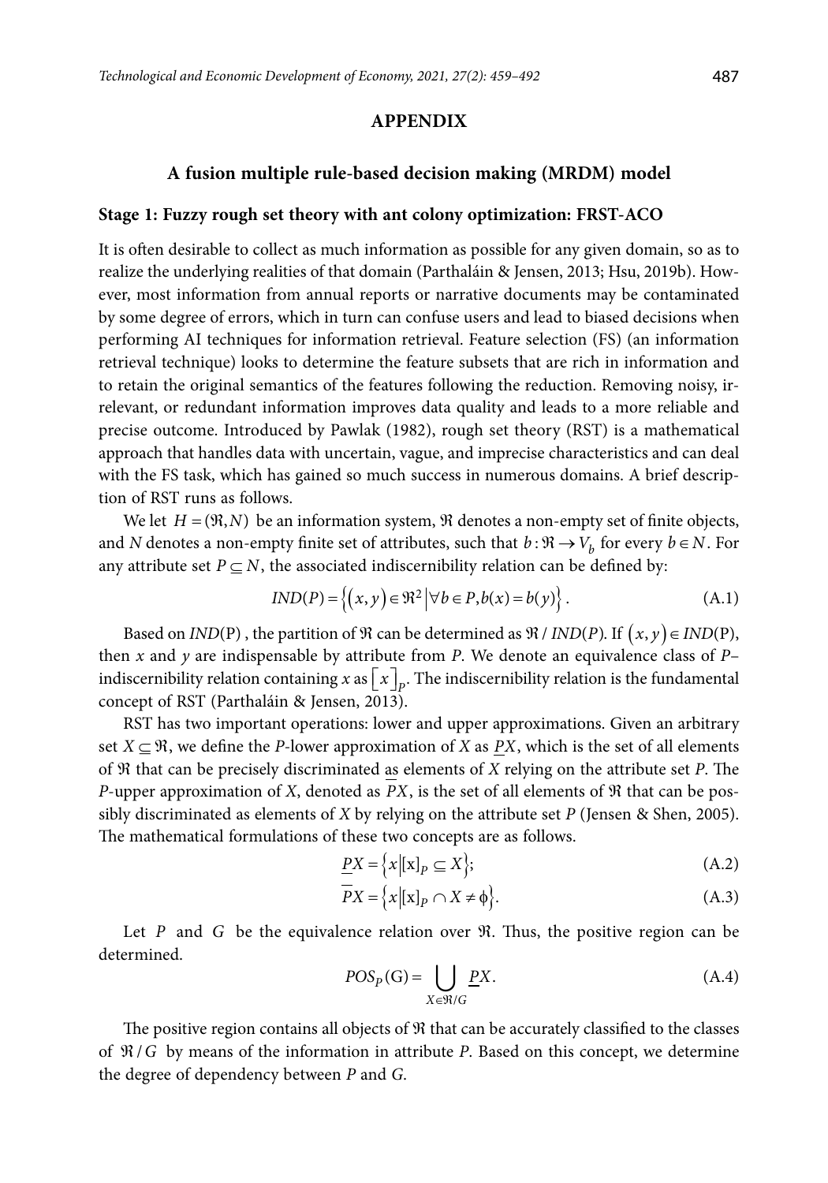## APPENDIX

### A fusion multiple rule-based decision making (MRDM) model

#### Stage 1: Fuzzy rough set theory with ant colony optimization: FRST-ACO

It is often desirable to collect as much information as possible for any given domain, so as to realize the underlying realities of that domain (Parthaláin & Jensen, 2013; Hsu, 2019b). However, most information from annual reports or narrative documents may be contaminated by some degree of errors, which in turn can confuse users and lead to biased decisions when performing AI techniques for information retrieval. Feature selection (FS) (an information retrieval technique) looks to determine the feature subsets that are rich in information and to retain the original semantics of the features following the reduction. Removing noisy, irrelevant, or redundant information improves data quality and leads to a more reliable and precise outcome. Introduced by Pawlak (1982), rough set theory (RST) is a mathematical approach that handles data with uncertain, vague, and imprecise characteristics and can deal with the FS task, which has gained so much success in numerous domains. A brief description of RST runs as follows.

We let $H = (\Re, N)$ be an information system, $\Re$ denotes a non-empty set of finite objects, and $N$ denotes a non-empty finite set of attributes, such that $b : \Re \rightarrow V_b$ for every $b \in N$. For any attribute set $P \subseteq N$, the associated indiscernibility relation can be defined by:

$$IND(P) = \left\{ (x, y) \in \Re^2 \,\middle|\, \forall b \in P, b(x) = b(y) \right\}. \tag{A.1}$$

Based on $IND(\mathrm{P})$, the partition of $\Re$ can be determined as $\Re / IND(P)$. If $(x, y) \in IND(\mathrm{P})$, then $x$ and $y$ are indispensable by attribute from $P$. We denote an equivalence class of $P$–indiscernibility relation containing $x$ as $[x]_P$. The indiscernibility relation is the fundamental concept of RST (Parthaláin & Jensen, 2013).

RST has two important operations: lower and upper approximations. Given an arbitrary set $X \subseteq \Re$, we define the $P$-lower approximation of $X$ as $\underline{P}X$, which is the set of all elements of $\Re$ that can be precisely discriminated as elements of $X$ relying on the attribute set $P$. The $P$-upper approximation of $X$, denoted as $\overline{P}X$, is the set of all elements of $\Re$ that can be possibly discriminated as elements of $X$ by relying on the attribute set $P$ (Jensen & Shen, 2005). The mathematical formulations of these two concepts are as follows.

$$\underline{P}X = \left\{ x \middle| [\mathrm{x}]_P \subseteq X \right\}; \tag{A.2}$$

$$\overline{P}X = \left\{ x \middle| [\mathrm{x}]_P \cap X \neq \phi \right\}. \tag{A.3}$$

Let $P$ and $G$ be the equivalence relation over $\Re$. Thus, the positive region can be determined.

$$POS_P(\mathrm{G}) = \bigcup_{X \in \Re / G} \underline{P}X. \tag{A.4}$$

The positive region contains all objects of $\Re$ that can be accurately classified to the classes of $\Re / G$ by means of the information in attribute $P$. Based on this concept, we determine the degree of dependency between $P$ and $G$.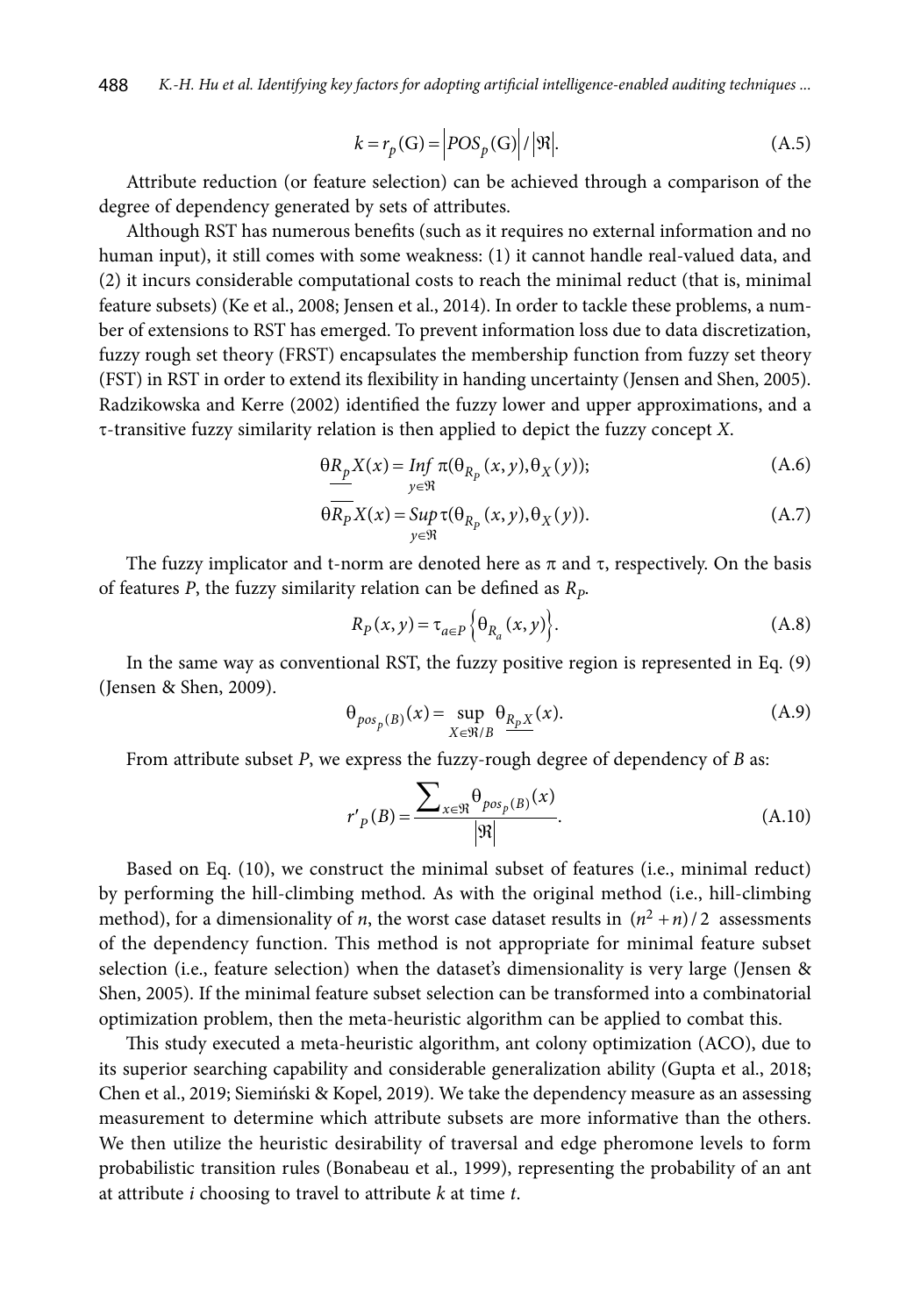$$k = r_p(\text{G}) = \left|POS_p(\text{G})\right| / \left|\Re\right|. \tag{A.5}$$

Attribute reduction (or feature selection) can be achieved through a comparison of the degree of dependency generated by sets of attributes.

Although RST has numerous benefits (such as it requires no external information and no human input), it still comes with some weakness: (1) it cannot handle real-valued data, and (2) it incurs considerable computational costs to reach the minimal reduct (that is, minimal feature subsets) (Ke et al., 2008; Jensen et al., 2014). In order to tackle these problems, a number of extensions to RST has emerged. To prevent information loss due to data discretization, fuzzy rough set theory (FRST) encapsulates the membership function from fuzzy set theory (FST) in RST in order to extend its flexibility in handing uncertainty (Jensen and Shen, 2005). Radzikowska and Kerre (2002) identified the fuzzy lower and upper approximations, and a $\tau$-transitive fuzzy similarity relation is then applied to depict the fuzzy concept $X$.

$$\theta \underline{R_p} X(x) = \underset{y \in \Re}{Inf}\, \pi(\theta_{R_p}(x, y), \theta_X(y)); \tag{A.6}$$

$$\theta \overline{R_P} X(x) = \underset{y \in \Re}{Sup}\, \tau(\theta_{R_p}(x, y), \theta_X(y)). \tag{A.7}$$

The fuzzy implicator and t-norm are denoted here as $\pi$ and $\tau$, respectively. On the basis of features $P$, the fuzzy similarity relation can be defined as $R_P$.

$$R_P(x, y) = \tau_{a \in P}\left\{\theta_{R_a}(x, y)\right\}. \tag{A.8}$$

In the same way as conventional RST, the fuzzy positive region is represented in Eq. (9) (Jensen & Shen, 2009).

$$\theta_{pos_p(B)}(x) = \sup_{X \in \Re / B} \theta_{\underline{R_P X}}(x). \tag{A.9}$$

From attribute subset $P$, we express the fuzzy-rough degree of dependency of $B$ as:

$$r'_P(B) = \frac{\sum_{x \in \Re} \theta_{pos_p(B)}(x)}{\left|\Re\right|}. \tag{A.10}$$

Based on Eq. (10), we construct the minimal subset of features (i.e., minimal reduct) by performing the hill-climbing method. As with the original method (i.e., hill-climbing method), for a dimensionality of $n$, the worst case dataset results in $(n^2 + n)/2$ assessments of the dependency function. This method is not appropriate for minimal feature subset selection (i.e., feature selection) when the dataset's dimensionality is very large (Jensen & Shen, 2005). If the minimal feature subset selection can be transformed into a combinatorial optimization problem, then the meta-heuristic algorithm can be applied to combat this.

This study executed a meta-heuristic algorithm, ant colony optimization (ACO), due to its superior searching capability and considerable generalization ability (Gupta et al., 2018; Chen et al., 2019; Siemiński & Kopel, 2019). We take the dependency measure as an assessing measurement to determine which attribute subsets are more informative than the others. We then utilize the heuristic desirability of traversal and edge pheromone levels to form probabilistic transition rules (Bonabeau et al., 1999), representing the probability of an ant at attribute $i$ choosing to travel to attribute $k$ at time $t$.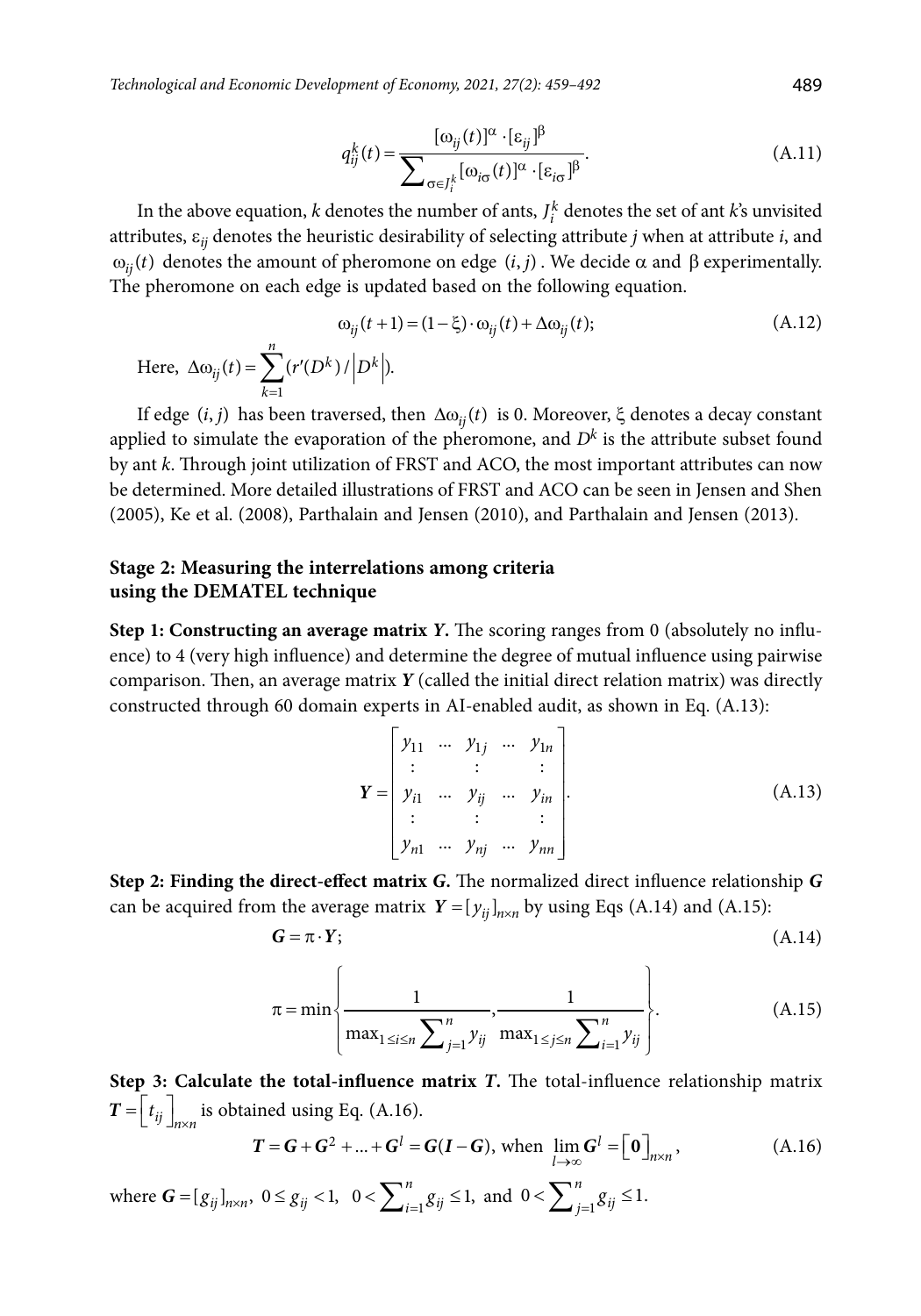$$q_{ij}^{k}(t)=\frac{[\omega_{ij}(t)]^{\alpha}\cdot[\varepsilon_{ij}]^{\beta}}{\sum_{\sigma\in J_i^k}[\omega_{i\sigma}(t)]^{\alpha}\cdot[\varepsilon_{i\sigma}]^{\beta}}. \tag{A.11}$$

In the above equation, $k$ denotes the number of ants, $J_i^k$ denotes the set of ant $k$'s unvisited attributes, $\varepsilon_{ij}$ denotes the heuristic desirability of selecting attribute $j$ when at attribute $i$, and $\omega_{ij}(t)$ denotes the amount of pheromone on edge $(i,j)$. We decide $\alpha$ and $\beta$ experimentally. The pheromone on each edge is updated based on the following equation.

$$\omega_{ij}(t+1)=(1-\xi)\cdot\omega_{ij}(t)+\Delta\omega_{ij}(t); \tag{A.12}$$

Here, $\Delta\omega_{ij}(t)=\sum_{k=1}^{n}(r'(D^k)/\left|D^k\right|)$.

If edge $(i,j)$ has been traversed, then $\Delta\omega_{ij}(t)$ is 0. Moreover, $\xi$ denotes a decay constant applied to simulate the evaporation of the pheromone, and $D^k$ is the attribute subset found by ant $k$. Through joint utilization of FRST and ACO, the most important attributes can now be determined. More detailed illustrations of FRST and ACO can be seen in Jensen and Shen (2005), Ke et al. (2008), Parthalain and Jensen (2010), and Parthalain and Jensen (2013).

**Stage 2: Measuring the interrelations among criteria using the DEMATEL technique**

**Step 1: Constructing an average matrix *Y*.** The scoring ranges from 0 (absolutely no influence) to 4 (very high influence) and determine the degree of mutual influence using pairwise comparison. Then, an average matrix ***Y*** (called the initial direct relation matrix) was directly constructed through 60 domain experts in AI-enabled audit, as shown in Eq. (A.13):

$$\boldsymbol{Y}=\begin{bmatrix} y_{11} & \cdots & y_{1j} & \cdots & y_{1n} \\ \vdots & & \vdots & & \vdots \\ y_{i1} & \cdots & y_{ij} & \cdots & y_{in} \\ \vdots & & \vdots & & \vdots \\ y_{n1} & \cdots & y_{nj} & \cdots & y_{nn} \end{bmatrix}. \tag{A.13}$$

**Step 2: Finding the direct-effect matrix *G*.** The normalized direct influence relationship ***G*** can be acquired from the average matrix $\boldsymbol{Y}=[y_{ij}]_{n\times n}$ by using Eqs (A.14) and (A.15):

$$\boldsymbol{G}=\pi\cdot\boldsymbol{Y}; \tag{A.14}$$

$$\pi=\min\left\{\frac{1}{\max_{1\le i\le n}\sum_{j=1}^{n}y_{ij}},\frac{1}{\max_{1\le j\le n}\sum_{i=1}^{n}y_{ij}}\right\}. \tag{A.15}$$

**Step 3: Calculate the total-influence matrix *T*.** The total-influence relationship matrix $\boldsymbol{T}=\left[t_{ij}\right]_{n\times n}$ is obtained using Eq. (A.16).

$$\boldsymbol{T}=\boldsymbol{G}+\boldsymbol{G}^2+\ldots+\boldsymbol{G}^l=\boldsymbol{G}(\boldsymbol{I}-\boldsymbol{G}),\ \text{when}\ \lim_{l\to\infty}\boldsymbol{G}^l=\left[\boldsymbol{0}\right]_{n\times n}, \tag{A.16}$$

where $\boldsymbol{G}=[g_{ij}]_{n\times n}$, $0\le g_{ij}<1$, $0<\sum_{i=1}^{n}g_{ij}\le 1$, and $0<\sum_{j=1}^{n}g_{ij}\le 1$.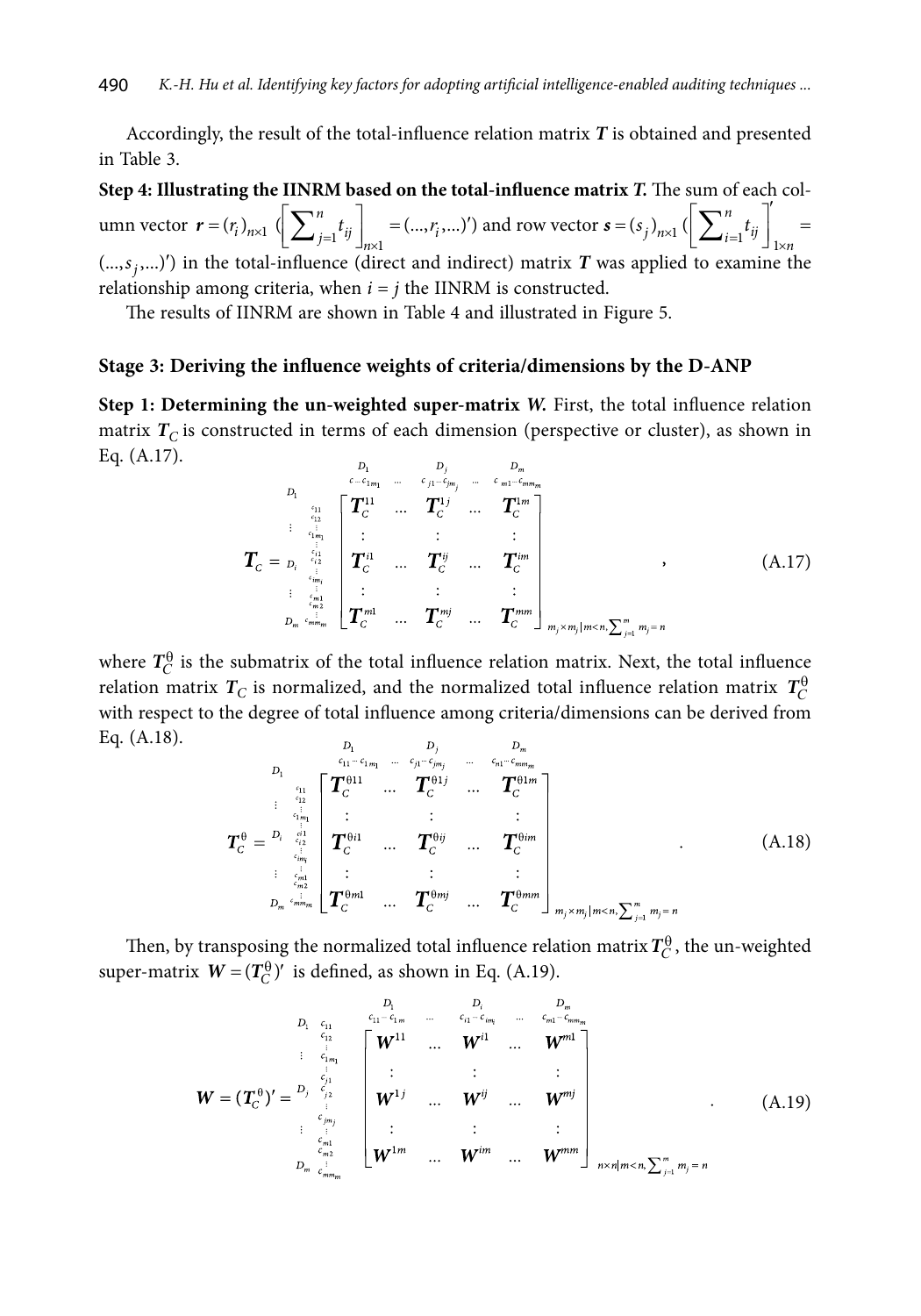Accordingly, the result of the total-influence relation matrix $\boldsymbol{T}$ is obtained and presented in Table 3.

**Step 4: Illustrating the IINRM based on the total-influence matrix $\boldsymbol{T}$.** The sum of each column vector $\boldsymbol{r} = (r_i)_{n\times 1}$ $\left(\left[\sum_{j=1}^{n} t_{ij}\right]_{n\times 1} = (..., r_i, ...)'\right)$ and row vector $\boldsymbol{s} = (s_j)_{n\times 1}$ $\left(\left[\sum_{i=1}^{n} t_{ij}\right]_{1\times n}' = (..., s_j, ...)'\right)$ in the total-influence (direct and indirect) matrix $\boldsymbol{T}$ was applied to examine the relationship among criteria, when $i = j$ the IINRM is constructed.

The results of IINRM are shown in Table 4 and illustrated in Figure 5.

### Stage 3: Deriving the influence weights of criteria/dimensions by the D-ANP

**Step 1: Determining the un-weighted super-matrix $\boldsymbol{W}$.** First, the total influence relation matrix $\boldsymbol{T}_C$ is constructed in terms of each dimension (perspective or cluster), as shown in Eq. (A.17).

$$
\boldsymbol{T}_C = \begin{array}{c} \\ D_1 \\ \vdots \\ D_i \\ \vdots \\ D_m \end{array}
\begin{array}{c} \\ c_{11}, c_{12}, \ldots, c_{1m_1} \\ \vdots \\ c_{i1}, c_{i2}, \ldots, c_{im_i} \\ \vdots \\ c_{m1}, c_{m2}, \ldots, c_{mm_m} \end{array}
\overset{\begin{array}{ccccc} D_1 & & D_j & & D_m \\ c_{\ldots} c_{1m_1} & \cdots & c_{j1} \cdots c_{jm_j} & \cdots & c_{m1} \cdots c_{mm_m} \end{array}}{\begin{bmatrix} \boldsymbol{T}_C^{11} & \ldots & \boldsymbol{T}_C^{1j} & \ldots & \boldsymbol{T}_C^{1m} \\ \vdots & & \vdots & & \vdots \\ \boldsymbol{T}_C^{i1} & \ldots & \boldsymbol{T}_C^{ij} & \ldots & \boldsymbol{T}_C^{im} \\ \vdots & & \vdots & & \vdots \\ \boldsymbol{T}_C^{m1} & \ldots & \boldsymbol{T}_C^{mj} & \ldots & \boldsymbol{T}_C^{mm} \end{bmatrix}}_{m_j \times m_j | m<n, \sum_{j=1}^{m} m_j = n}, \tag{A.17}
$$

where $\boldsymbol{T}_C^{\theta}$ is the submatrix of the total influence relation matrix. Next, the total influence relation matrix $\boldsymbol{T}_C$ is normalized, and the normalized total influence relation matrix $\boldsymbol{T}_C^{\theta}$ with respect to the degree of total influence among criteria/dimensions can be derived from Eq. (A.18).

$$
\boldsymbol{T}_C^{\theta} = \begin{array}{c} \\ D_1 \\ \vdots \\ D_i \\ \vdots \\ D_m \end{array}
\begin{array}{c} \\ c_{11}, c_{12}, \ldots, c_{1m_1} \\ \vdots \\ c_{i1}, c_{i2}, \ldots, c_{im_i} \\ \vdots \\ c_{m1}, c_{m2}, \ldots, c_{mm_m} \end{array}
\overset{\begin{array}{ccccc} D_1 & & D_j & & D_m \\ c_{11} \cdots c_{1m_1} & \cdots & c_{j1} \cdots c_{jm_j} & \cdots & c_{n1} \cdots c_{mm_m} \end{array}}{\begin{bmatrix} \boldsymbol{T}_C^{\theta 11} & \ldots & \boldsymbol{T}_C^{\theta 1j} & \ldots & \boldsymbol{T}_C^{\theta 1m} \\ \vdots & & \vdots & & \vdots \\ \boldsymbol{T}_C^{\theta i1} & \ldots & \boldsymbol{T}_C^{\theta ij} & \ldots & \boldsymbol{T}_C^{\theta im} \\ \vdots & & \vdots & & \vdots \\ \boldsymbol{T}_C^{\theta m1} & \ldots & \boldsymbol{T}_C^{\theta mj} & \ldots & \boldsymbol{T}_C^{\theta mm} \end{bmatrix}}_{m_j \times m_j | m<n, \sum_{j=1}^{m} m_j = n}. \tag{A.18}
$$

Then, by transposing the normalized total influence relation matrix $\boldsymbol{T}_C^{\theta}$, the un-weighted super-matrix $\boldsymbol{W} = (\boldsymbol{T}_C^{\theta})'$ is defined, as shown in Eq. (A.19).

$$
\boldsymbol{W} = (\boldsymbol{T}_C^{\theta})' = \begin{array}{c} \\ D_1 \\ \vdots \\ D_j \\ \vdots \\ D_m \end{array}
\begin{array}{c} \\ c_{11}, c_{12}, \ldots, c_{1m_1} \\ \vdots \\ c_{j1}, c_{j2}, \ldots, c_{jm_j} \\ \vdots \\ c_{m1}, c_{m2}, \ldots, c_{mm_m} \end{array}
\overset{\begin{array}{ccccc} D_1 & & D_i & & D_m \\ c_{11} \cdots c_{1m} & \cdots & c_{i1} \cdots c_{im_i} & \cdots & c_{m1} \cdots c_{mm_m} \end{array}}{\begin{bmatrix} \boldsymbol{W}^{11} & \ldots & \boldsymbol{W}^{i1} & \ldots & \boldsymbol{W}^{m1} \\ \vdots & & \vdots & & \vdots \\ \boldsymbol{W}^{1j} & \ldots & \boldsymbol{W}^{ij} & \ldots & \boldsymbol{W}^{mj} \\ \vdots & & \vdots & & \vdots \\ \boldsymbol{W}^{1m} & \ldots & \boldsymbol{W}^{im} & \ldots & \boldsymbol{W}^{mm} \end{bmatrix}}_{n \times n | m<n, \sum_{j=1}^{m} m_j = n}. \tag{A.19}
$$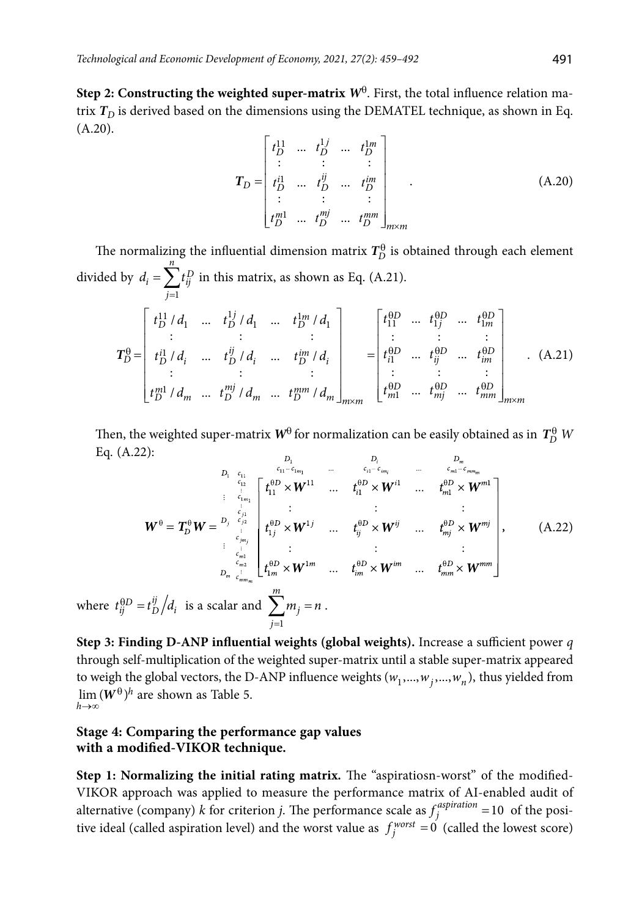**Step 2: Constructing the weighted super-matrix $W^{\theta}$.** First, the total influence relation matrix $T_D$ is derived based on the dimensions using the DEMATEL technique, as shown in Eq. (A.20).

$$
T_D = \begin{bmatrix} t_D^{11} & \dots & t_D^{1j} & \dots & t_D^{1m} \\ \vdots & & \vdots & & \vdots \\ t_D^{i1} & \dots & t_D^{ij} & \dots & t_D^{im} \\ \vdots & & \vdots & & \vdots \\ t_D^{m1} & \dots & t_D^{mj} & \dots & t_D^{mm} \end{bmatrix}_{m \times m} . \tag{A.20}
$$

The normalizing the influential dimension matrix $T_D^{\theta}$ is obtained through each element divided by $d_i = \sum_{j=1}^{n} t_{ij}^{D}$ in this matrix, as shown as Eq. (A.21).

$$
T_D^{\theta} = \begin{bmatrix} t_D^{11}/d_1 & \dots & t_D^{1j}/d_1 & \dots & t_D^{1m}/d_1 \\ \vdots & & \vdots & & \vdots \\ t_D^{i1}/d_i & \dots & t_D^{ij}/d_i & \dots & t_D^{im}/d_i \\ \vdots & & \vdots & & \vdots \\ t_D^{m1}/d_m & \dots & t_D^{mj}/d_m & \dots & t_D^{mm}/d_m \end{bmatrix}_{m \times m} = \begin{bmatrix} t_{11}^{\theta D} & \dots & t_{1j}^{\theta D} & \dots & t_{1m}^{\theta D} \\ \vdots & & \vdots & & \vdots \\ t_{i1}^{\theta D} & \dots & t_{ij}^{\theta D} & \dots & t_{im}^{\theta D} \\ \vdots & & \vdots & & \vdots \\ t_{m1}^{\theta D} & \dots & t_{mj}^{\theta D} & \dots & t_{mm}^{\theta D} \end{bmatrix}_{m \times m} . \tag{A.21}
$$

Then, the weighted super-matrix $W^{\theta}$ for normalization can be easily obtained as in $T_D^{\theta}\, W$ Eq. (A.22):

$$
W^{\theta} = T_D^{\theta} W = \begin{array}{c} \\ D_1 \; c_{11} \\ c_{12} \\ \vdots \\ c_{1m_1} \\ \vdots \\ D_j \; c_{j1} \\ c_{j2} \\ \vdots \\ c_{jm_j} \\ \vdots \\ D_m \; c_{m1} \\ c_{m2} \\ \vdots \\ c_{mm_m} \end{array} \overset{\begin{array}{ccccc} D_1 & & D_i & & D_m \\ c_{11} \cdots c_{1m_1} & \cdots & c_{i1} \cdots c_{im_i} & \cdots & c_{m1} \cdots c_{mm_m} \end{array}}{\begin{bmatrix} t_{11}^{\theta D} \times W^{11} & \dots & t_{i1}^{\theta D} \times W^{i1} & \dots & t_{m1}^{\theta D} \times W^{m1} \\ \vdots & & \vdots & & \vdots \\ t_{1j}^{\theta D} \times W^{1j} & \dots & t_{ij}^{\theta D} \times W^{ij} & \dots & t_{mj}^{\theta D} \times W^{mj} \\ \vdots & & \vdots & & \vdots \\ t_{1m}^{\theta D} \times W^{1m} & \dots & t_{im}^{\theta D} \times W^{im} & \dots & t_{mm}^{\theta D} \times W^{mm} \end{bmatrix}} , \tag{A.22}
$$

where $t_{ij}^{\theta D} = t_D^{ij} / d_i$ is a scalar and $\sum_{j=1}^{m} m_j = n$.

**Step 3: Finding D-ANP influential weights (global weights).** Increase a sufficient power $q$ through self-multiplication of the weighted super-matrix until a stable super-matrix appeared to weigh the global vectors, the D-ANP influence weights $(w_1, ..., w_j, ..., w_n)$, thus yielded from $\lim_{h \to \infty} (W^{\theta})^h$ are shown as Table 5.

## Stage 4: Comparing the performance gap values with a modified-VIKOR technique.

**Step 1: Normalizing the initial rating matrix.** The "aspiratiosn-worst" of the modified-VIKOR approach was applied to measure the performance matrix of AI-enabled audit of alternative (company) $k$ for criterion $j$. The performance scale as $f_j^{aspiration} = 10$ of the positive ideal (called aspiration level) and the worst value as $f_j^{worst} = 0$ (called the lowest score)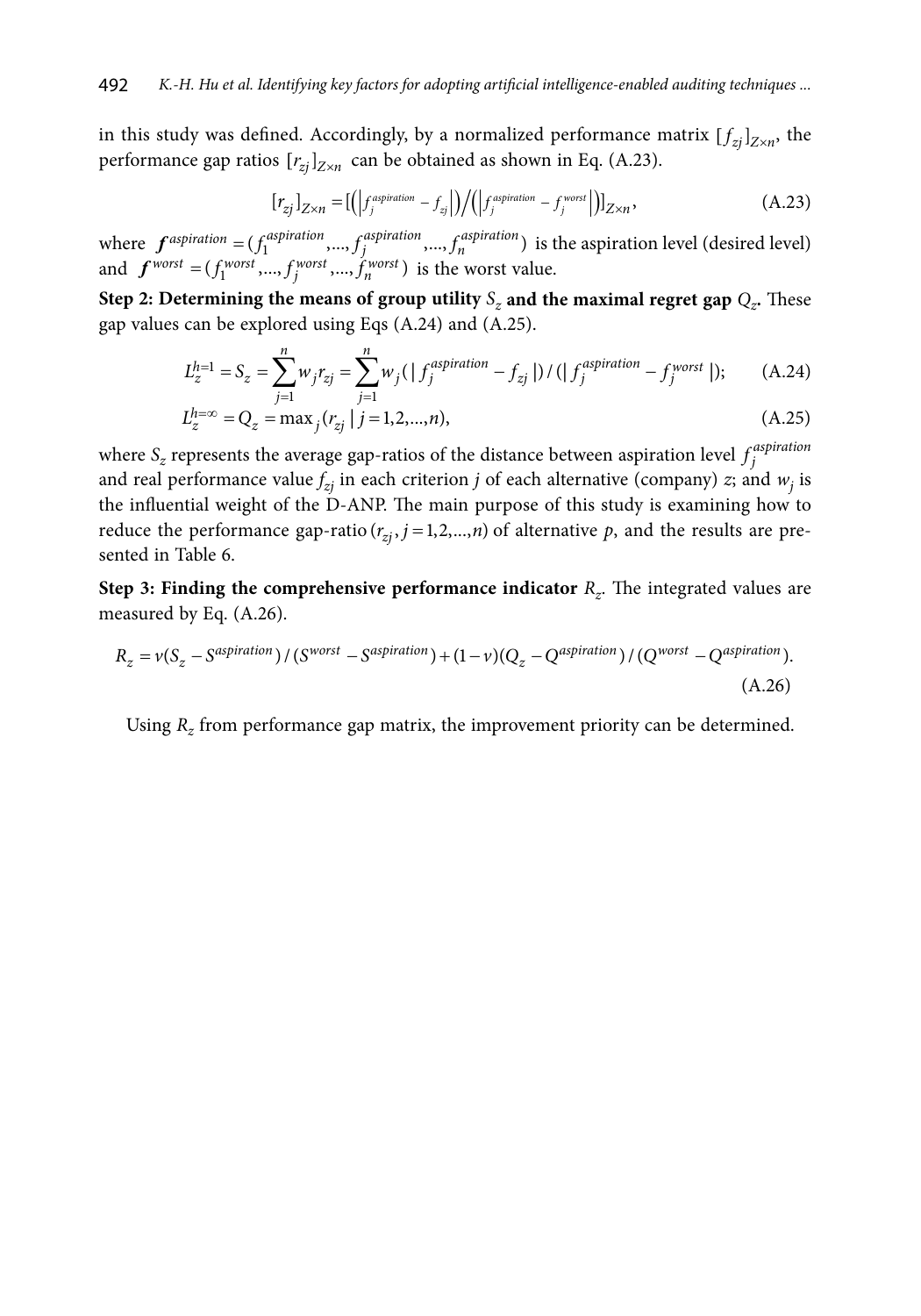in this study was defined. Accordingly, by a normalized performance matrix $[f_{zj}]_{Z\times n}$, the performance gap ratios $[r_{zj}]_{Z\times n}$ can be obtained as shown in Eq. (A.23).

$$[r_{zj}]_{Z\times n} = [(|f_j^{aspiration} - f_{zj}|)/(|f_j^{aspiration} - f_j^{worst}|)]_{Z\times n}, \tag{A.23}$$

where $\boldsymbol{f}^{aspiration} = (f_1^{aspiration},...,f_j^{aspiration},...,f_n^{aspiration})$ is the aspiration level (desired level) and $\boldsymbol{f}^{worst} = (f_1^{worst},...,f_j^{worst},...,f_n^{worst})$ is the worst value.

**Step 2: Determining the means of group utility $S_z$ and the maximal regret gap $Q_z$.** These gap values can be explored using Eqs (A.24) and (A.25).

$$L_z^{h=1} = S_z = \sum_{j=1}^{n} w_j r_{zj} = \sum_{j=1}^{n} w_j (|f_j^{aspiration} - f_{zj}|)/(|f_j^{aspiration} - f_j^{worst}|); \tag{A.24}$$

$$L_z^{h=\infty} = Q_z = \max_j (r_{zj} \mid j = 1,2,...,n), \tag{A.25}$$

where $S_z$ represents the average gap-ratios of the distance between aspiration level $f_j^{aspiration}$ and real performance value $f_{zj}$ in each criterion $j$ of each alternative (company) $z$; and $w_j$ is the influential weight of the D-ANP. The main purpose of this study is examining how to reduce the performance gap-ratio $(r_{zj}, j = 1,2,...,n)$ of alternative $p$, and the results are presented in Table 6.

**Step 3: Finding the comprehensive performance indicator $R_z$.** The integrated values are measured by Eq. (A.26).

$$R_z = v(S_z - S^{aspiration})/(S^{worst} - S^{aspiration}) + (1-v)(Q_z - Q^{aspiration})/(Q^{worst} - Q^{aspiration}). \tag{A.26}$$

Using $R_z$ from performance gap matrix, the improvement priority can be determined.